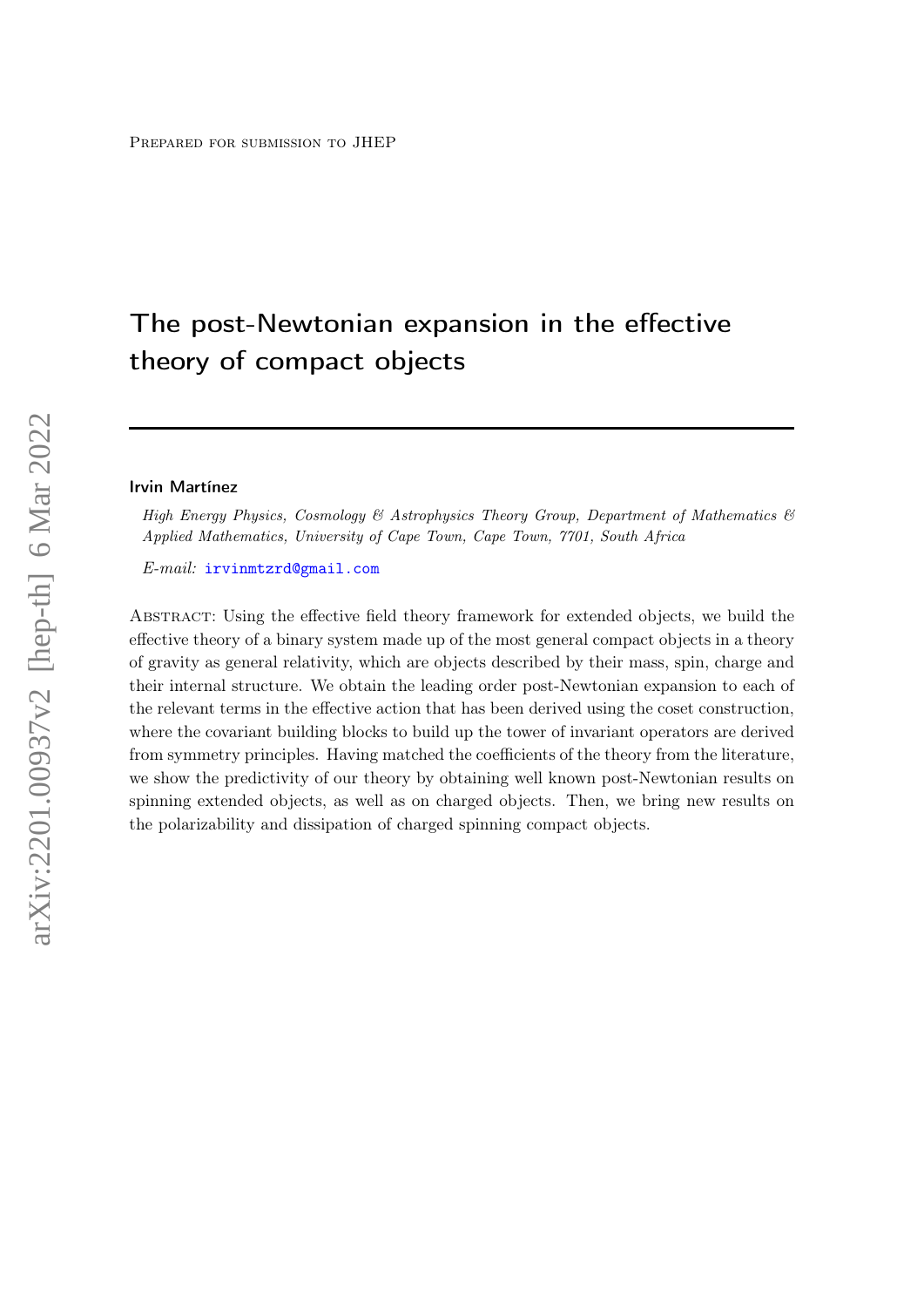Prepared for submission to JHEP

# The post-Newtonian expansion in the effective theory of compact objects

**Irvin Martínez**

*High Energy Physics, Cosmology & Astrophysics Theory Group, Department of Mathematics & Applied Mathematics, University of Cape Town, Cape Town, 7701, South Africa*

*E-mail:* irvinmtzrd@gmail.com

Abstract: Using the effective field theory framework for extended objects, we build the effective theory of a binary system made up of the most general compact objects in a theory of gravity as general relativity, which are objects described by their mass, spin, charge and their internal structure. We obtain the leading order post-Newtonian expansion to each of the relevant terms in the effective action that has been derived using the coset construction, where the covariant building blocks to build up the tower of invariant operators are derived from symmetry principles. Having matched the coefficients of the theory from the literature, we show the predictivity of our theory by obtaining well known post-Newtonian results on spinning extended objects, as well as on charged objects. Then, we bring new results on the polarizability and dissipation of charged spinning compact objects.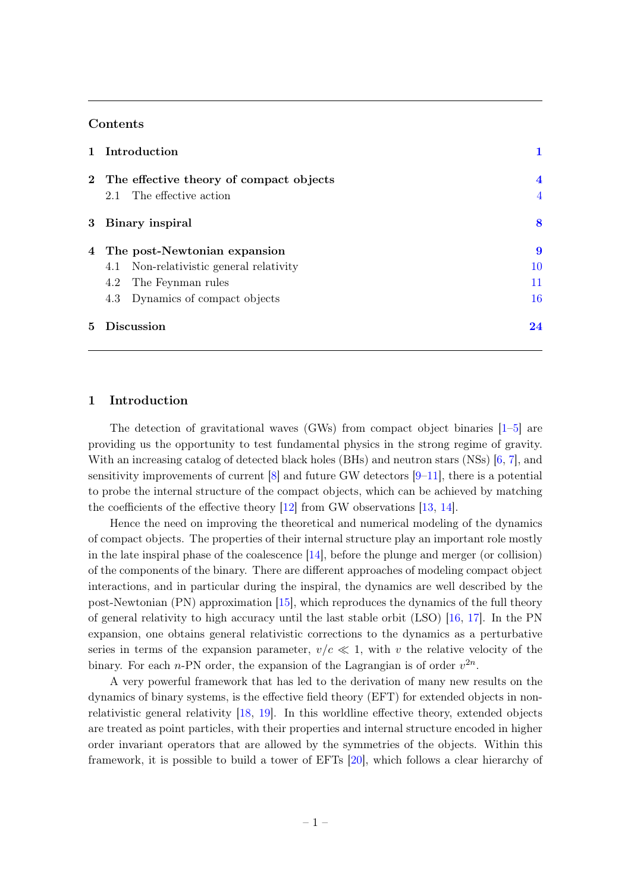## Contents

| | | |
|---|---|---|
| **1** | **Introduction** | **1** |
| **2** | **The effective theory of compact objects** | **4** |
| | 2.1 The effective action | 4 |
| **3** | **Binary inspiral** | **8** |
| **4** | **The post-Newtonian expansion** | **9** |
| | 4.1 Non-relativistic general relativity | 10 |
| | 4.2 The Feynman rules | 11 |
| | 4.3 Dynamics of compact objects | 16 |
| **5** | **Discussion** | **24** |

## 1 Introduction

The detection of gravitational waves (GWs) from compact object binaries [1–5] are providing us the opportunity to test fundamental physics in the strong regime of gravity. With an increasing catalog of detected black holes (BHs) and neutron stars (NSs) [6, 7], and sensitivity improvements of current [8] and future GW detectors [9–11], there is a potential to probe the internal structure of the compact objects, which can be achieved by matching the coefficients of the effective theory [12] from GW observations [13, 14].

Hence the need on improving the theoretical and numerical modeling of the dynamics of compact objects. The properties of their internal structure play an important role mostly in the late inspiral phase of the coalescence [14], before the plunge and merger (or collision) of the components of the binary. There are different approaches of modeling compact object interactions, and in particular during the inspiral, the dynamics are well described by the post-Newtonian (PN) approximation [15], which reproduces the dynamics of the full theory of general relativity to high accuracy until the last stable orbit (LSO) [16, 17]. In the PN expansion, one obtains general relativistic corrections to the dynamics as a perturbative series in terms of the expansion parameter, $v/c \ll 1$, with $v$ the relative velocity of the binary. For each $n$-PN order, the expansion of the Lagrangian is of order $v^{2n}$.

A very powerful framework that has led to the derivation of many new results on the dynamics of binary systems, is the effective field theory (EFT) for extended objects in non-relativistic general relativity [18, 19]. In this worldline effective theory, extended objects are treated as point particles, with their properties and internal structure encoded in higher order invariant operators that are allowed by the symmetries of the objects. Within this framework, it is possible to build a tower of EFTs [20], which follows a clear hierarchy of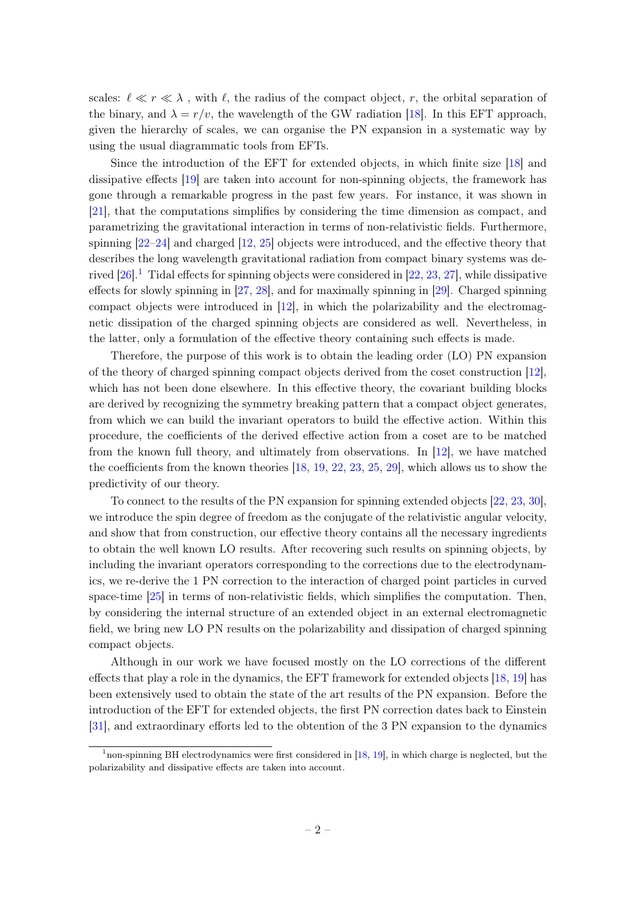scales: $\ell \ll r \ll \lambda$ , with $\ell$, the radius of the compact object, $r$, the orbital separation of the binary, and $\lambda = r/v$, the wavelength of the GW radiation [18]. In this EFT approach, given the hierarchy of scales, we can organise the PN expansion in a systematic way by using the usual diagrammatic tools from EFTs.

Since the introduction of the EFT for extended objects, in which finite size [18] and dissipative effects [19] are taken into account for non-spinning objects, the framework has gone through a remarkable progress in the past few years. For instance, it was shown in [21], that the computations simplifies by considering the time dimension as compact, and parametrizing the gravitational interaction in terms of non-relativistic fields. Furthermore, spinning [22–24] and charged [12, 25] objects were introduced, and the effective theory that describes the long wavelength gravitational radiation from compact binary systems was derived [26].[1] Tidal effects for spinning objects were considered in [22, 23, 27], while dissipative effects for slowly spinning in [27, 28], and for maximally spinning in [29]. Charged spinning compact objects were introduced in [12], in which the polarizability and the electromagnetic dissipation of the charged spinning objects are considered as well. Nevertheless, in the latter, only a formulation of the effective theory containing such effects is made.

Therefore, the purpose of this work is to obtain the leading order (LO) PN expansion of the theory of charged spinning compact objects derived from the coset construction [12], which has not been done elsewhere. In this effective theory, the covariant building blocks are derived by recognizing the symmetry breaking pattern that a compact object generates, from which we can build the invariant operators to build the effective action. Within this procedure, the coefficients of the derived effective action from a coset are to be matched from the known full theory, and ultimately from observations. In [12], we have matched the coefficients from the known theories [18, 19, 22, 23, 25, 29], which allows us to show the predictivity of our theory.

To connect to the results of the PN expansion for spinning extended objects [22, 23, 30], we introduce the spin degree of freedom as the conjugate of the relativistic angular velocity, and show that from construction, our effective theory contains all the necessary ingredients to obtain the well known LO results. After recovering such results on spinning objects, by including the invariant operators corresponding to the corrections due to the electrodynamics, we re-derive the 1 PN correction to the interaction of charged point particles in curved space-time [25] in terms of non-relativistic fields, which simplifies the computation. Then, by considering the internal structure of an extended object in an external electromagnetic field, we bring new LO PN results on the polarizability and dissipation of charged spinning compact objects.

Although in our work we have focused mostly on the LO corrections of the different effects that play a role in the dynamics, the EFT framework for extended objects [18, 19] has been extensively used to obtain the state of the art results of the PN expansion. Before the introduction of the EFT for extended objects, the first PN correction dates back to Einstein [31], and extraordinary efforts led to the obtention of the 3 PN expansion to the dynamics

[1] non-spinning BH electrodynamics were first considered in [18, 19], in which charge is neglected, but the polarizability and dissipative effects are taken into account.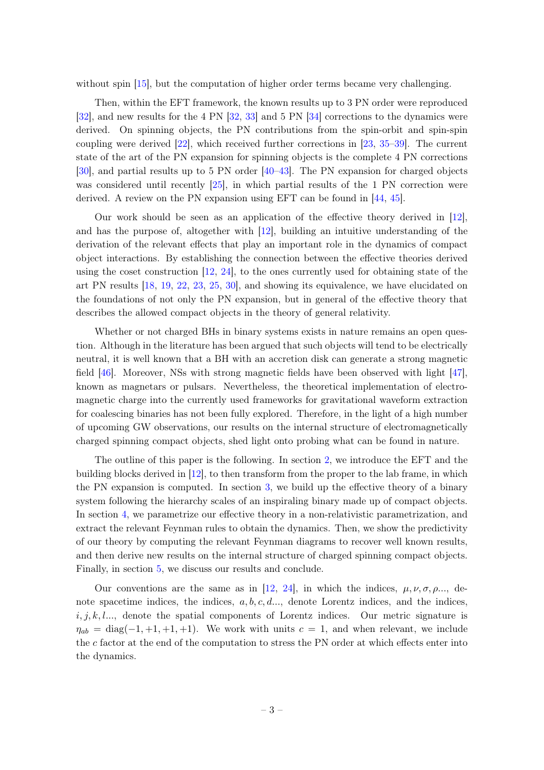without spin [15], but the computation of higher order terms became very challenging.

Then, within the EFT framework, the known results up to 3 PN order were reproduced [32], and new results for the 4 PN [32, 33] and 5 PN [34] corrections to the dynamics were derived. On spinning objects, the PN contributions from the spin-orbit and spin-spin coupling were derived [22], which received further corrections in [23, 35–39]. The current state of the art of the PN expansion for spinning objects is the complete 4 PN corrections [30], and partial results up to 5 PN order [40–43]. The PN expansion for charged objects was considered until recently [25], in which partial results of the 1 PN correction were derived. A review on the PN expansion using EFT can be found in [44, 45].

Our work should be seen as an application of the effective theory derived in [12], and has the purpose of, altogether with [12], building an intuitive understanding of the derivation of the relevant effects that play an important role in the dynamics of compact object interactions. By establishing the connection between the effective theories derived using the coset construction [12, 24], to the ones currently used for obtaining state of the art PN results [18, 19, 22, 23, 25, 30], and showing its equivalence, we have elucidated on the foundations of not only the PN expansion, but in general of the effective theory that describes the allowed compact objects in the theory of general relativity.

Whether or not charged BHs in binary systems exists in nature remains an open question. Although in the literature has been argued that such objects will tend to be electrically neutral, it is well known that a BH with an accretion disk can generate a strong magnetic field [46]. Moreover, NSs with strong magnetic fields have been observed with light [47], known as magnetars or pulsars. Nevertheless, the theoretical implementation of electromagnetic charge into the currently used frameworks for gravitational waveform extraction for coalescing binaries has not been fully explored. Therefore, in the light of a high number of upcoming GW observations, our results on the internal structure of electromagnetically charged spinning compact objects, shed light onto probing what can be found in nature.

The outline of this paper is the following. In section 2, we introduce the EFT and the building blocks derived in [12], to then transform from the proper to the lab frame, in which the PN expansion is computed. In section 3, we build up the effective theory of a binary system following the hierarchy scales of an inspiraling binary made up of compact objects. In section 4, we parametrize our effective theory in a non-relativistic parametrization, and extract the relevant Feynman rules to obtain the dynamics. Then, we show the predictivity of our theory by computing the relevant Feynman diagrams to recover well known results, and then derive new results on the internal structure of charged spinning compact objects. Finally, in section 5, we discuss our results and conclude.

Our conventions are the same as in [12, 24], in which the indices, $\mu, \nu, \sigma, \rho...$, denote spacetime indices, the indices, $a, b, c, d...$, denote Lorentz indices, and the indices, $i, j, k, l...$, denote the spatial components of Lorentz indices. Our metric signature is $\eta_{ab} = \text{diag}(-1, +1, +1, +1)$. We work with units $c = 1$, and when relevant, we include the $c$ factor at the end of the computation to stress the PN order at which effects enter into the dynamics.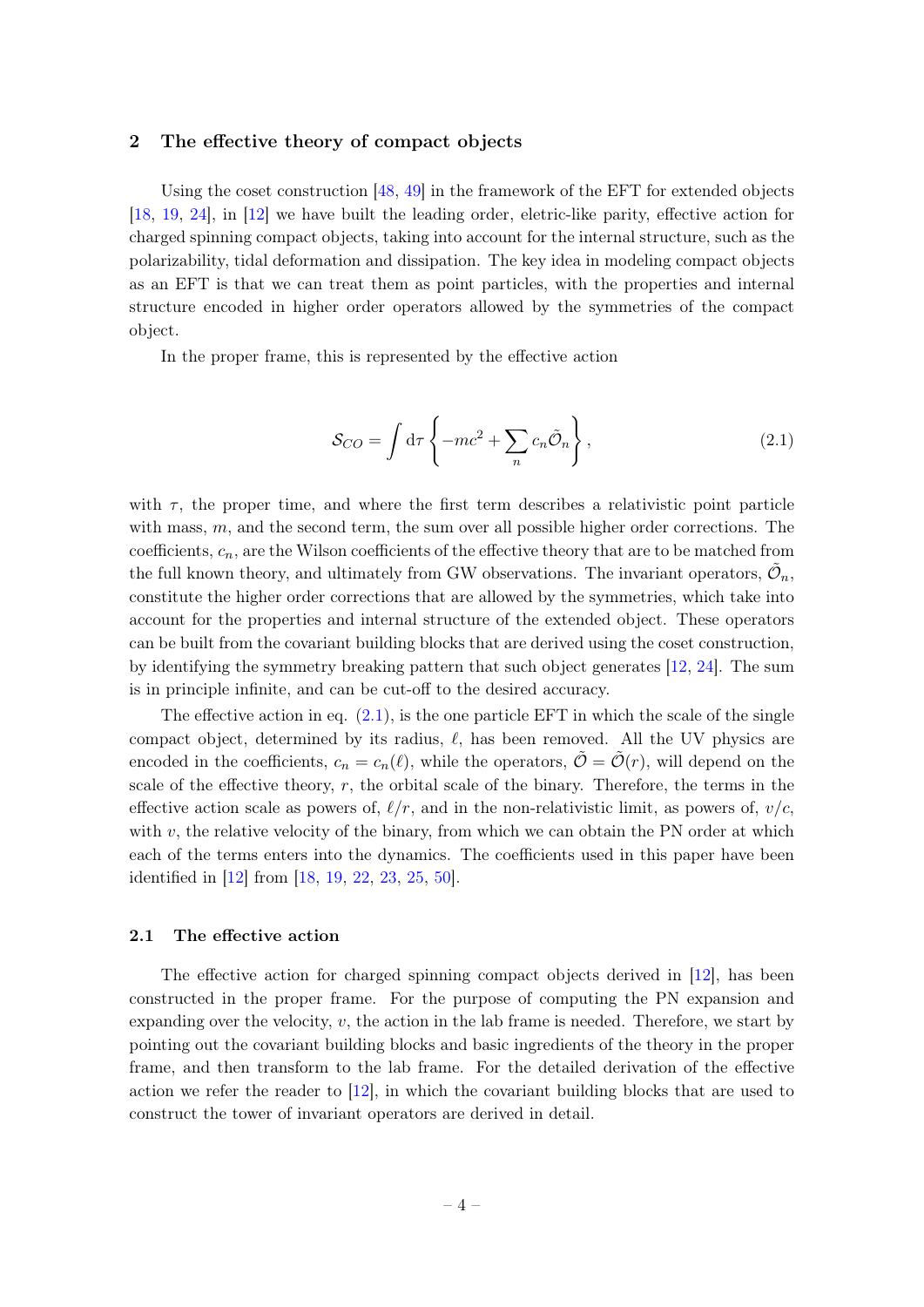## 2 The effective theory of compact objects

Using the coset construction [48, 49] in the framework of the EFT for extended objects [18, 19, 24], in [12] we have built the leading order, eletric-like parity, effective action for charged spinning compact objects, taking into account for the internal structure, such as the polarizability, tidal deformation and dissipation. The key idea in modeling compact objects as an EFT is that we can treat them as point particles, with the properties and internal structure encoded in higher order operators allowed by the symmetries of the compact object.

In the proper frame, this is represented by the effective action

$$\mathcal{S}_{CO} = \int \mathrm{d}\tau \left\{ -mc^2 + \sum_n c_n \tilde{\mathcal{O}}_n \right\}, \tag{2.1}$$

with $\tau$, the proper time, and where the first term describes a relativistic point particle with mass, $m$, and the second term, the sum over all possible higher order corrections. The coefficients, $c_n$, are the Wilson coefficients of the effective theory that are to be matched from the full known theory, and ultimately from GW observations. The invariant operators, $\tilde{\mathcal{O}}_n$, constitute the higher order corrections that are allowed by the symmetries, which take into account for the properties and internal structure of the extended object. These operators can be built from the covariant building blocks that are derived using the coset construction, by identifying the symmetry breaking pattern that such object generates [12, 24]. The sum is in principle infinite, and can be cut-off to the desired accuracy.

The effective action in eq. (2.1), is the one particle EFT in which the scale of the single compact object, determined by its radius, $\ell$, has been removed. All the UV physics are encoded in the coefficients, $c_n = c_n(\ell)$, while the operators, $\tilde{\mathcal{O}} = \tilde{\mathcal{O}}(r)$, will depend on the scale of the effective theory, $r$, the orbital scale of the binary. Therefore, the terms in the effective action scale as powers of, $\ell/r$, and in the non-relativistic limit, as powers of, $v/c$, with $v$, the relative velocity of the binary, from which we can obtain the PN order at which each of the terms enters into the dynamics. The coefficients used in this paper have been identified in [12] from [18, 19, 22, 23, 25, 50].

### 2.1 The effective action

The effective action for charged spinning compact objects derived in [12], has been constructed in the proper frame. For the purpose of computing the PN expansion and expanding over the velocity, $v$, the action in the lab frame is needed. Therefore, we start by pointing out the covariant building blocks and basic ingredients of the theory in the proper frame, and then transform to the lab frame. For the detailed derivation of the effective action we refer the reader to [12], in which the covariant building blocks that are used to construct the tower of invariant operators are derived in detail.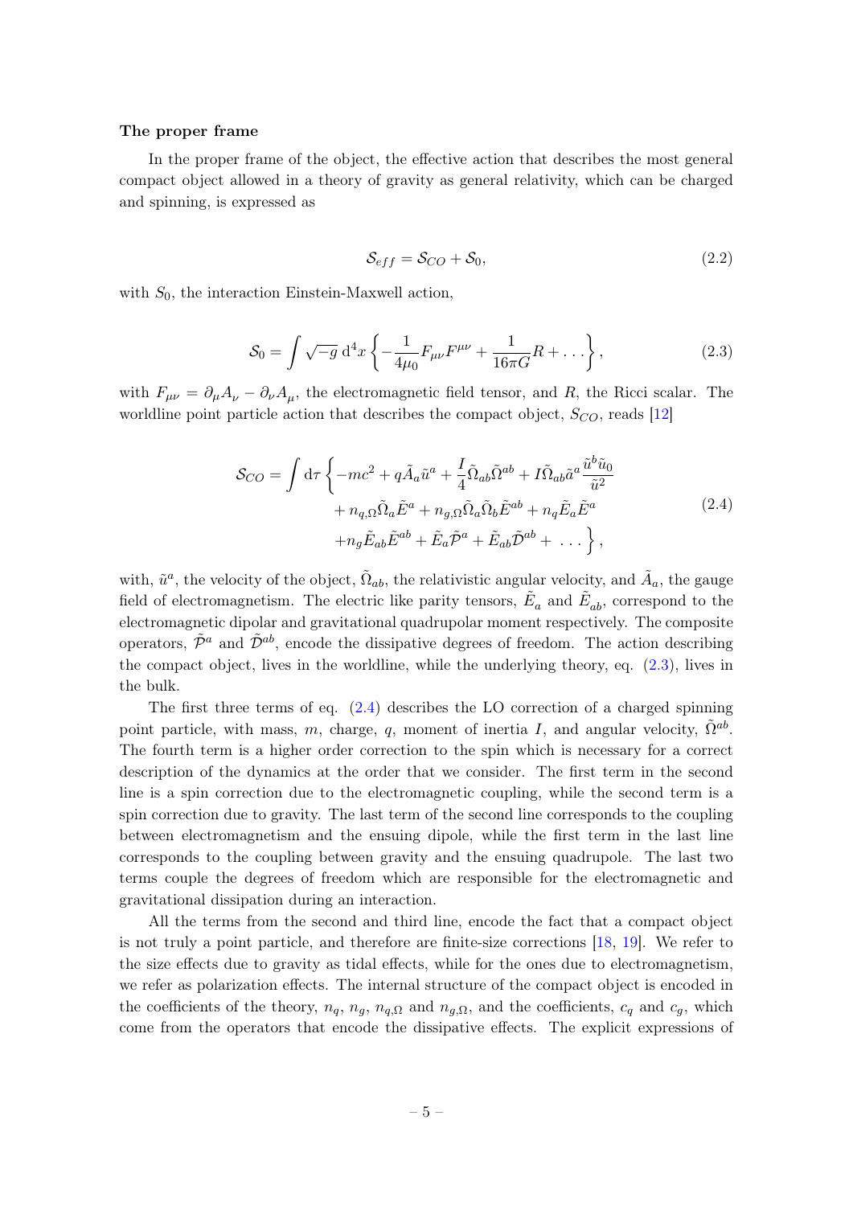**The proper frame**

In the proper frame of the object, the effective action that describes the most general compact object allowed in a theory of gravity as general relativity, which can be charged and spinning, is expressed as

$$
\mathcal{S}_{eff} = \mathcal{S}_{CO} + \mathcal{S}_0, \tag{2.2}
$$

with $S_0$, the interaction Einstein-Maxwell action,

$$
\mathcal{S}_0 = \int \sqrt{-g}\, \mathrm{d}^4x \left\{ -\frac{1}{4\mu_0} F_{\mu\nu}F^{\mu\nu} + \frac{1}{16\pi G} R + \dots \right\}, \tag{2.3}
$$

with $F_{\mu\nu} = \partial_\mu A_\nu - \partial_\nu A_\mu$, the electromagnetic field tensor, and $R$, the Ricci scalar. The worldline point particle action that describes the compact object, $S_{CO}$, reads [12]

$$
\begin{aligned}
\mathcal{S}_{CO} = \int \mathrm{d}\tau \bigg\{ & -mc^2 + q\tilde{A}_a\tilde{u}^a + \frac{I}{4}\tilde{\Omega}_{ab}\tilde{\Omega}^{ab} + I\tilde{\Omega}_{ab}\tilde{a}^a\frac{\tilde{u}^b\tilde{u}_0}{\tilde{u}^2} \\
& + n_{q,\Omega}\tilde{\Omega}_a\tilde{E}^a + n_{g,\Omega}\tilde{\Omega}_a\tilde{\Omega}_b\tilde{E}^{ab} + n_q\tilde{E}_a\tilde{E}^a \\
& + n_g\tilde{E}_{ab}\tilde{E}^{ab} + \tilde{E}_a\tilde{\mathcal{P}}^a + \tilde{E}_{ab}\tilde{\mathcal{D}}^{ab} + \ \dots \bigg\},
\end{aligned} \tag{2.4}
$$

with, $\tilde{u}^a$, the velocity of the object, $\tilde{\Omega}_{ab}$, the relativistic angular velocity, and $\tilde{A}_a$, the gauge field of electromagnetism. The electric like parity tensors, $\tilde{E}_a$ and $\tilde{E}_{ab}$, correspond to the electromagnetic dipolar and gravitational quadrupolar moment respectively. The composite operators, $\tilde{\mathcal{P}}^a$ and $\tilde{\mathcal{D}}^{ab}$, encode the dissipative degrees of freedom. The action describing the compact object, lives in the worldline, while the underlying theory, eq. (2.3), lives in the bulk.

The first three terms of eq. (2.4) describes the LO correction of a charged spinning point particle, with mass, $m$, charge, $q$, moment of inertia $I$, and angular velocity, $\tilde{\Omega}^{ab}$. The fourth term is a higher order correction to the spin which is necessary for a correct description of the dynamics at the order that we consider. The first term in the second line is a spin correction due to the electromagnetic coupling, while the second term is a spin correction due to gravity. The last term of the second line corresponds to the coupling between electromagnetism and the ensuing dipole, while the first term in the last line corresponds to the coupling between gravity and the ensuing quadrupole. The last two terms couple the degrees of freedom which are responsible for the electromagnetic and gravitational dissipation during an interaction.

All the terms from the second and third line, encode the fact that a compact object is not truly a point particle, and therefore are finite-size corrections [18, 19]. We refer to the size effects due to gravity as tidal effects, while for the ones due to electromagnetism, we refer as polarization effects. The internal structure of the compact object is encoded in the coefficients of the theory, $n_q$, $n_g$, $n_{q,\Omega}$ and $n_{g,\Omega}$, and the coefficients, $c_q$ and $c_g$, which come from the operators that encode the dissipative effects. The explicit expressions of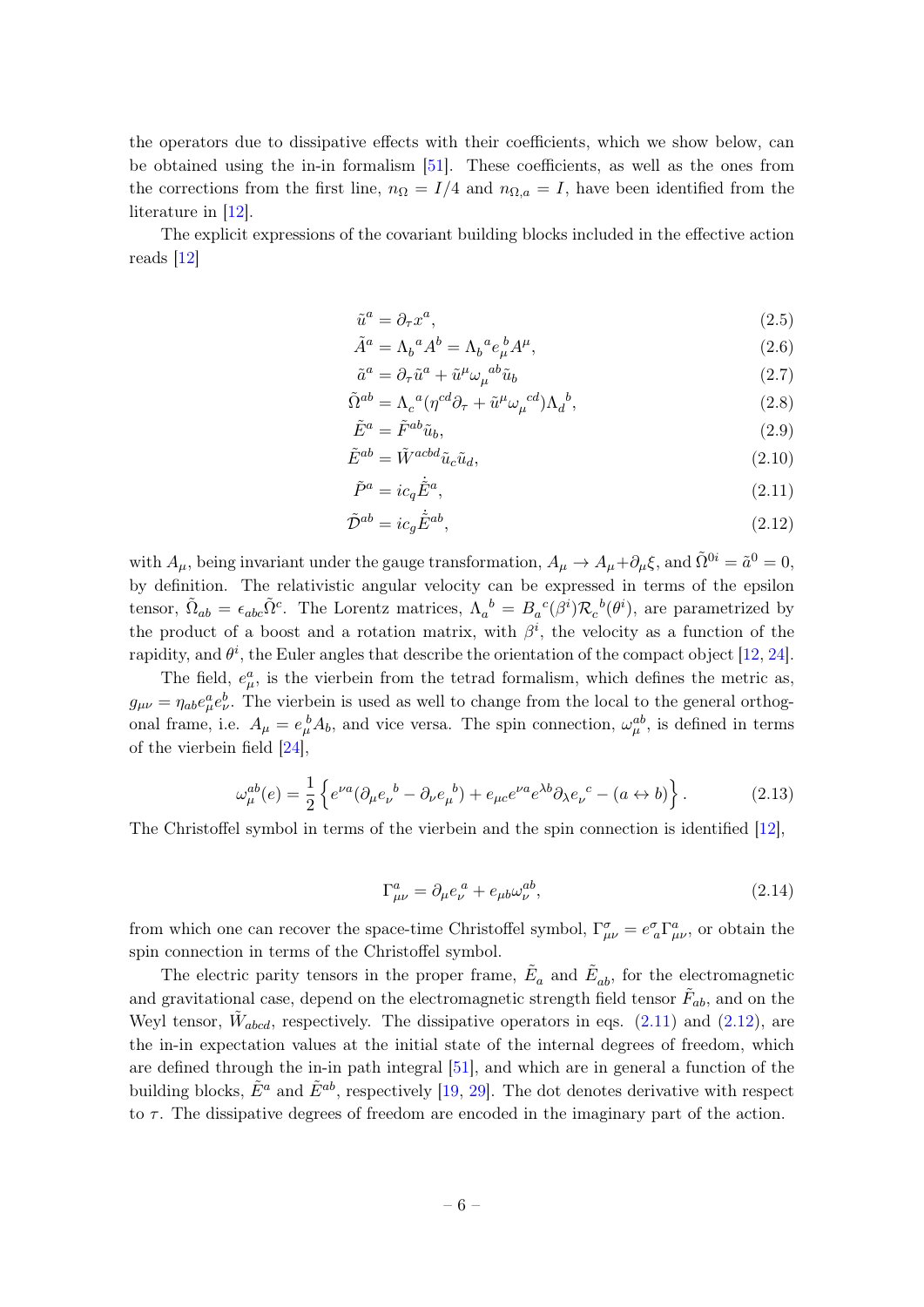the operators due to dissipative effects with their coefficients, which we show below, can be obtained using the in-in formalism [51]. These coefficients, as well as the ones from the corrections from the first line, $n_\Omega = I/4$ and $n_{\Omega,a} = I$, have been identified from the literature in [12].

The explicit expressions of the covariant building blocks included in the effective action reads [12]

$$\tilde{u}^a = \partial_\tau x^a, \tag{2.5}$$

$$\tilde{A}^a = \Lambda_b{}^a A^b = \Lambda_b{}^a e_\mu{}^b A^\mu, \tag{2.6}$$

$$\tilde{a}^a = \partial_\tau \tilde{u}^a + \tilde{u}^\mu \omega_\mu{}^{ab} \tilde{u}_b \tag{2.7}$$

$$\tilde{\Omega}^{ab} = \Lambda_c{}^a (\eta^{cd}\partial_\tau + \tilde{u}^\mu \omega_\mu{}^{cd}) \Lambda_d{}^b, \tag{2.8}$$

$$\tilde{E}^a = \tilde{F}^{ab}\tilde{u}_b, \tag{2.9}$$

$$\tilde{E}^{ab} = \tilde{W}^{acbd}\tilde{u}_c\tilde{u}_d, \tag{2.10}$$

$$\tilde{P}^a = i c_q \dot{\tilde{E}}^a, \tag{2.11}$$

$$\tilde{\mathcal{D}}^{ab} = i c_g \dot{\tilde{E}}^{ab}, \tag{2.12}$$

with $A_\mu$, being invariant under the gauge transformation, $A_\mu \to A_\mu + \partial_\mu \xi$, and $\tilde{\Omega}^{0i} = \tilde{a}^0 = 0$, by definition. The relativistic angular velocity can be expressed in terms of the epsilon tensor, $\tilde{\Omega}_{ab} = \epsilon_{abc}\tilde{\Omega}^c$. The Lorentz matrices, $\Lambda_a{}^b = B_a{}^c(\beta^i)\mathcal{R}_c{}^b(\theta^i)$, are parametrized by the product of a boost and a rotation matrix, with $\beta^i$, the velocity as a function of the rapidity, and $\theta^i$, the Euler angles that describe the orientation of the compact object [12, 24].

The field, $e^a_\mu$, is the vierbein from the tetrad formalism, which defines the metric as, $g_{\mu\nu} = \eta_{ab}e^a_\mu e^b_\nu$. The vierbein is used as well to change from the local to the general orthogonal frame, i.e. $A_\mu = e_\mu{}^b A_b$, and vice versa. The spin connection, $\omega^{ab}_\mu$, is defined in terms of the vierbein field [24],

$$\omega^{ab}_\mu(e) = \frac{1}{2}\left\{ e^{\nu a}(\partial_\mu e_\nu{}^b - \partial_\nu e_\mu{}^b) + e_{\mu c}e^{\nu a}e^{\lambda b}\partial_\lambda e_\nu{}^c - (a \leftrightarrow b)\right\}. \tag{2.13}$$

The Christoffel symbol in terms of the vierbein and the spin connection is identified [12],

$$\Gamma^a_{\mu\nu} = \partial_\mu e_\nu{}^a + e_{\mu b}\omega^{ab}_\nu, \tag{2.14}$$

from which one can recover the space-time Christoffel symbol, $\Gamma^\sigma_{\mu\nu} = e^\sigma_a \Gamma^a_{\mu\nu}$, or obtain the spin connection in terms of the Christoffel symbol.

The electric parity tensors in the proper frame, $\tilde{E}_a$ and $\tilde{E}_{ab}$, for the electromagnetic and gravitational case, depend on the electromagnetic strength field tensor $\tilde{F}_{ab}$, and on the Weyl tensor, $\tilde{W}_{abcd}$, respectively. The dissipative operators in eqs. (2.11) and (2.12), are the in-in expectation values at the initial state of the internal degrees of freedom, which are defined through the in-in path integral [51], and which are in general a function of the building blocks, $\tilde{E}^a$ and $\tilde{E}^{ab}$, respectively [19, 29]. The dot denotes derivative with respect to $\tau$. The dissipative degrees of freedom are encoded in the imaginary part of the action.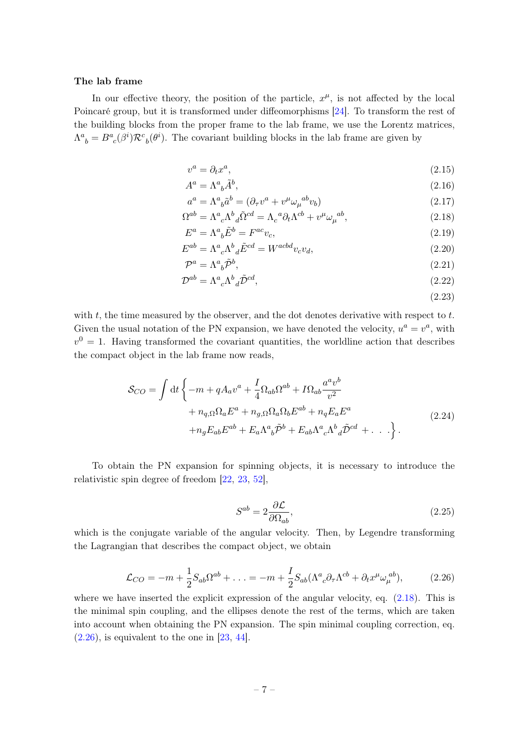**The lab frame**

In our effective theory, the position of the particle, $x^\mu$, is not affected by the local Poincaré group, but it is transformed under diffeomorphisms [24]. To transform the rest of the building blocks from the proper frame to the lab frame, we use the Lorentz matrices, $\Lambda^a{}_b = B^a{}_c(\beta^i)\mathcal{R}^c{}_b(\theta^i)$. The covariant building blocks in the lab frame are given by

$$v^a = \partial_t x^a, \tag{2.15}$$
$$A^a = \Lambda^a{}_b \tilde{A}^b, \tag{2.16}$$
$$a^a = \Lambda^a{}_b \tilde{a}^b = (\partial_\tau v^a + v^\mu \omega_\mu{}^{ab} v_b) \tag{2.17}$$
$$\Omega^{ab} = \Lambda^a{}_c \Lambda^b{}_d \tilde{\Omega}^{cd} = \Lambda_c{}^a \partial_t \Lambda^{cb} + v^\mu \omega_\mu{}^{ab}, \tag{2.18}$$
$$E^a = \Lambda^a{}_b \tilde{E}^b = F^{ac} v_c, \tag{2.19}$$
$$E^{ab} = \Lambda^a{}_c \Lambda^b{}_d \tilde{E}^{cd} = W^{acbd} v_c v_d, \tag{2.20}$$
$$\mathcal{P}^a = \Lambda^a{}_b \tilde{\mathcal{P}}^b, \tag{2.21}$$
$$\mathcal{D}^{ab} = \Lambda^a{}_c \Lambda^b{}_d \tilde{\mathcal{D}}^{cd}, \tag{2.22}$$
$$\tag{2.23}$$

with $t$, the time measured by the observer, and the dot denotes derivative with respect to $t$. Given the usual notation of the PN expansion, we have denoted the velocity, $u^a = v^a$, with $v^0 = 1$. Having transformed the covariant quantities, the worldline action that describes the compact object in the lab frame now reads,

$$\begin{aligned}
\mathcal{S}_{CO} = \int \mathrm{d}t \Big\{ &-m + qA_a v^a + \frac{I}{4}\Omega_{ab}\Omega^{ab} + I\Omega_{ab}\frac{a^a v^b}{v^2} \\
&+ n_{q,\Omega}\Omega_a E^a + n_{g,\Omega}\Omega_a \Omega_b E^{ab} + n_q E_a E^a \\
&+ n_g E_{ab}E^{ab} + E_a \Lambda^a{}_b \tilde{\mathcal{P}}^b + E_{ab}\Lambda^a{}_c \Lambda^b{}_d \tilde{\mathcal{D}}^{cd} + \ldots \Big\}.
\end{aligned} \tag{2.24}$$

To obtain the PN expansion for spinning objects, it is necessary to introduce the relativistic spin degree of freedom [22, 23, 52],

$$S^{ab} = 2\frac{\partial \mathcal{L}}{\partial \Omega_{ab}}, \tag{2.25}$$

which is the conjugate variable of the angular velocity. Then, by Legendre transforming the Lagrangian that describes the compact object, we obtain

$$\mathcal{L}_{CO} = -m + \frac{1}{2}S_{ab}\Omega^{ab} + \ldots = -m + \frac{I}{2}S_{ab}(\Lambda^a{}_c \partial_\tau \Lambda^{cb} + \partial_t x^\mu \omega_\mu{}^{ab}), \tag{2.26}$$

where we have inserted the explicit expression of the angular velocity, eq. (2.18). This is the minimal spin coupling, and the ellipses denote the rest of the terms, which are taken into account when obtaining the PN expansion. The spin minimal coupling correction, eq. (2.26), is equivalent to the one in [23, 44].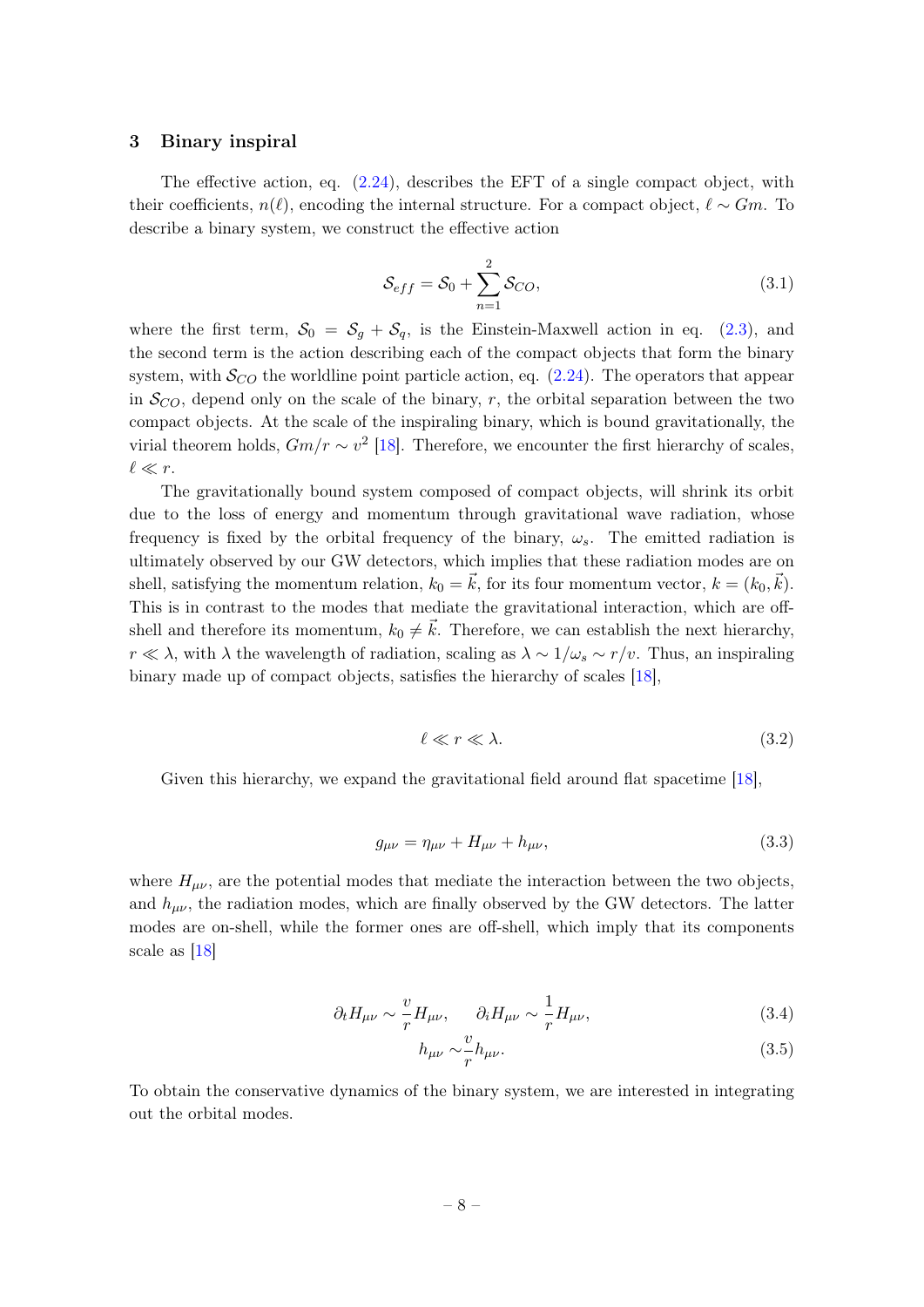## 3 Binary inspiral

The effective action, eq. (2.24), describes the EFT of a single compact object, with their coefficients, $n(\ell)$, encoding the internal structure. For a compact object, $\ell \sim Gm$. To describe a binary system, we construct the effective action

$$\mathcal{S}_{eff} = \mathcal{S}_0 + \sum_{n=1}^{2} \mathcal{S}_{CO}, \tag{3.1}$$

where the first term, $\mathcal{S}_0 = \mathcal{S}_g + \mathcal{S}_q$, is the Einstein-Maxwell action in eq. (2.3), and the second term is the action describing each of the compact objects that form the binary system, with $\mathcal{S}_{CO}$ the worldline point particle action, eq. (2.24). The operators that appear in $\mathcal{S}_{CO}$, depend only on the scale of the binary, $r$, the orbital separation between the two compact objects. At the scale of the inspiraling binary, which is bound gravitationally, the virial theorem holds, $Gm/r \sim v^2$ [18]. Therefore, we encounter the first hierarchy of scales, $\ell \ll r$.

The gravitationally bound system composed of compact objects, will shrink its orbit due to the loss of energy and momentum through gravitational wave radiation, whose frequency is fixed by the orbital frequency of the binary, $\omega_s$. The emitted radiation is ultimately observed by our GW detectors, which implies that these radiation modes are on shell, satisfying the momentum relation, $k_0 = \vec{k}$, for its four momentum vector, $k = (k_0, \vec{k})$. This is in contrast to the modes that mediate the gravitational interaction, which are off-shell and therefore its momentum, $k_0 \neq \vec{k}$. Therefore, we can establish the next hierarchy, $r \ll \lambda$, with $\lambda$ the wavelength of radiation, scaling as $\lambda \sim 1/\omega_s \sim r/v$. Thus, an inspiraling binary made up of compact objects, satisfies the hierarchy of scales [18],

$$\ell \ll r \ll \lambda. \tag{3.2}$$

Given this hierarchy, we expand the gravitational field around flat spacetime [18],

$$g_{\mu\nu} = \eta_{\mu\nu} + H_{\mu\nu} + h_{\mu\nu}, \tag{3.3}$$

where $H_{\mu\nu}$, are the potential modes that mediate the interaction between the two objects, and $h_{\mu\nu}$, the radiation modes, which are finally observed by the GW detectors. The latter modes are on-shell, while the former ones are off-shell, which imply that its components scale as [18]

$$\partial_t H_{\mu\nu} \sim \frac{v}{r} H_{\mu\nu}, \qquad \partial_i H_{\mu\nu} \sim \frac{1}{r} H_{\mu\nu}, \tag{3.4}$$

$$h_{\mu\nu} \sim \frac{v}{r} h_{\mu\nu}. \tag{3.5}$$

To obtain the conservative dynamics of the binary system, we are interested in integrating out the orbital modes.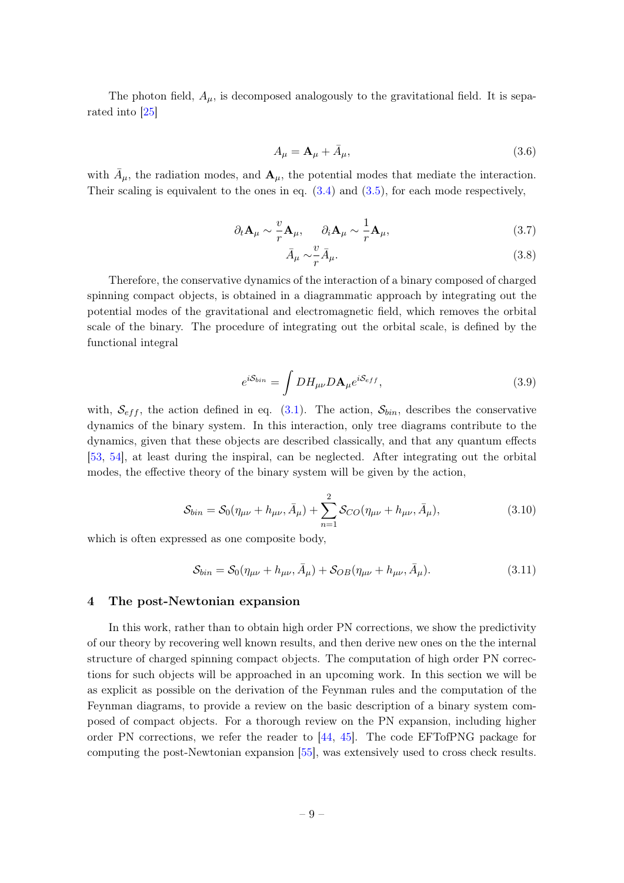The photon field, $A_\mu$, is decomposed analogously to the gravitational field. It is separated into [25]

$$A_\mu = \mathbf{A}_\mu + \bar{A}_\mu, \tag{3.6}$$

with $\bar{A}_\mu$, the radiation modes, and $\mathbf{A}_\mu$, the potential modes that mediate the interaction. Their scaling is equivalent to the ones in eq. (3.4) and (3.5), for each mode respectively,

$$\partial_t \mathbf{A}_\mu \sim \frac{v}{r}\mathbf{A}_\mu, \qquad \partial_i \mathbf{A}_\mu \sim \frac{1}{r}\mathbf{A}_\mu, \tag{3.7}$$

$$\bar{A}_\mu \sim \frac{v}{r}\bar{A}_\mu. \tag{3.8}$$

Therefore, the conservative dynamics of the interaction of a binary composed of charged spinning compact objects, is obtained in a diagrammatic approach by integrating out the potential modes of the gravitational and electromagnetic field, which removes the orbital scale of the binary. The procedure of integrating out the orbital scale, is defined by the functional integral

$$e^{i\mathcal{S}_{bin}} = \int DH_{\mu\nu} D\mathbf{A}_\mu e^{i\mathcal{S}_{eff}}, \tag{3.9}$$

with, $\mathcal{S}_{eff}$, the action defined in eq. (3.1). The action, $\mathcal{S}_{bin}$, describes the conservative dynamics of the binary system. In this interaction, only tree diagrams contribute to the dynamics, given that these objects are described classically, and that any quantum effects [53, 54], at least during the inspiral, can be neglected. After integrating out the orbital modes, the effective theory of the binary system will be given by the action,

$$\mathcal{S}_{bin} = \mathcal{S}_0(\eta_{\mu\nu} + h_{\mu\nu}, \bar{A}_\mu) + \sum_{n=1}^{2} \mathcal{S}_{CO}(\eta_{\mu\nu} + h_{\mu\nu}, \bar{A}_\mu), \tag{3.10}$$

which is often expressed as one composite body,

$$\mathcal{S}_{bin} = \mathcal{S}_0(\eta_{\mu\nu} + h_{\mu\nu}, \bar{A}_\mu) + \mathcal{S}_{OB}(\eta_{\mu\nu} + h_{\mu\nu}, \bar{A}_\mu). \tag{3.11}$$

## 4 The post-Newtonian expansion

In this work, rather than to obtain high order PN corrections, we show the predictivity of our theory by recovering well known results, and then derive new ones on the the internal structure of charged spinning compact objects. The computation of high order PN corrections for such objects will be approached in an upcoming work. In this section we will be as explicit as possible on the derivation of the Feynman rules and the computation of the Feynman diagrams, to provide a review on the basic description of a binary system composed of compact objects. For a thorough review on the PN expansion, including higher order PN corrections, we refer the reader to [44, 45]. The code EFTofPNG package for computing the post-Newtonian expansion [55], was extensively used to cross check results.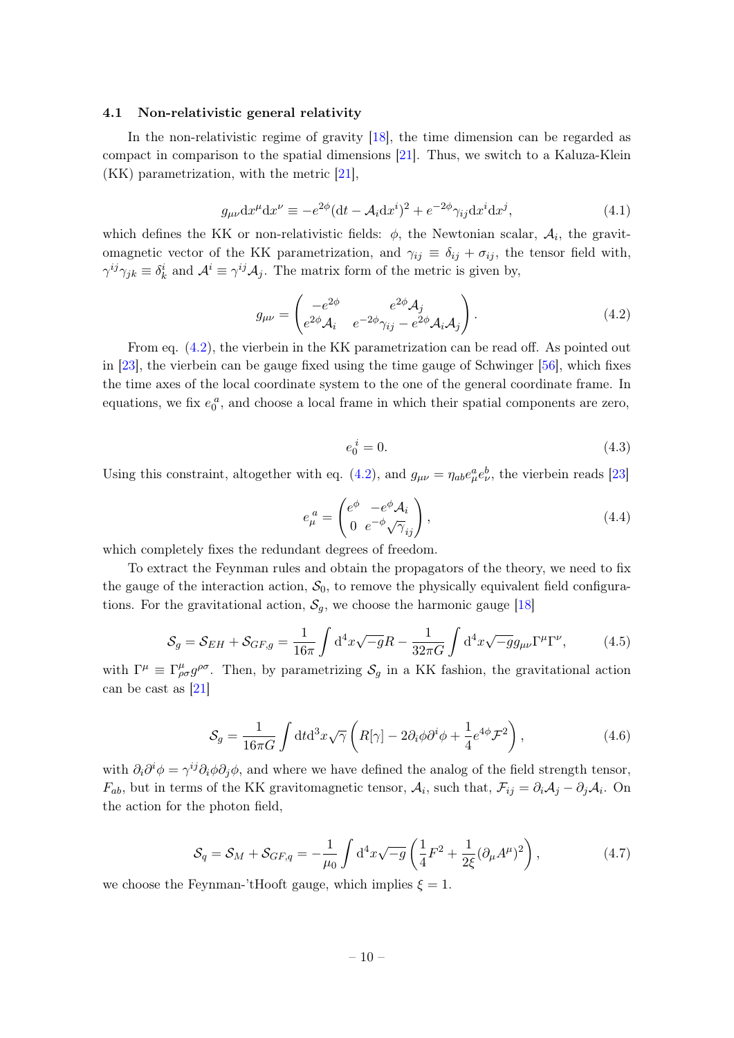### 4.1 Non-relativistic general relativity

In the non-relativistic regime of gravity [18], the time dimension can be regarded as compact in comparison to the spatial dimensions [21]. Thus, we switch to a Kaluza-Klein (KK) parametrization, with the metric [21],

$$g_{\mu\nu}\mathrm{d}x^\mu \mathrm{d}x^\nu \equiv -e^{2\phi}(\mathrm{d}t - \mathcal{A}_i \mathrm{d}x^i)^2 + e^{-2\phi}\gamma_{ij}\mathrm{d}x^i \mathrm{d}x^j, \tag{4.1}$$

which defines the KK or non-relativistic fields: $\phi$, the Newtonian scalar, $\mathcal{A}_i$, the gravitomagnetic vector of the KK parametrization, and $\gamma_{ij} \equiv \delta_{ij} + \sigma_{ij}$, the tensor field with, $\gamma^{ij}\gamma_{jk} \equiv \delta^i_k$ and $\mathcal{A}^i \equiv \gamma^{ij}\mathcal{A}_j$. The matrix form of the metric is given by,

$$g_{\mu\nu} = \begin{pmatrix} -e^{2\phi} & e^{2\phi}\mathcal{A}_j \\ e^{2\phi}\mathcal{A}_i & e^{-2\phi}\gamma_{ij} - e^{2\phi}\mathcal{A}_i\mathcal{A}_j \end{pmatrix}. \tag{4.2}$$

From eq. (4.2), the vierbein in the KK parametrization can be read off. As pointed out in [23], the vierbein can be gauge fixed using the time gauge of Schwinger [56], which fixes the time axes of the local coordinate system to the one of the general coordinate frame. In equations, we fix $e_0^{\ a}$, and choose a local frame in which their spatial components are zero,

$$e_0^{\ i} = 0. \tag{4.3}$$

Using this constraint, altogether with eq. (4.2), and $g_{\mu\nu} = \eta_{ab}e^a_\mu e^b_\nu$, the vierbein reads [23]

$$e_\mu^{\ a} = \begin{pmatrix} e^\phi & -e^\phi \mathcal{A}_i \\ 0 & e^{-\phi}\sqrt{\gamma}_{ij} \end{pmatrix}, \tag{4.4}$$

which completely fixes the redundant degrees of freedom.

To extract the Feynman rules and obtain the propagators of the theory, we need to fix the gauge of the interaction action, $\mathcal{S}_0$, to remove the physically equivalent field configurations. For the gravitational action, $\mathcal{S}_g$, we choose the harmonic gauge [18]

$$\mathcal{S}_g = \mathcal{S}_{EH} + \mathcal{S}_{GF,g} = \frac{1}{16\pi}\int \mathrm{d}^4x\sqrt{-g}R - \frac{1}{32\pi G}\int \mathrm{d}^4x\sqrt{-g}g_{\mu\nu}\Gamma^\mu\Gamma^\nu, \tag{4.5}$$

with $\Gamma^\mu \equiv \Gamma^\mu_{\rho\sigma}g^{\rho\sigma}$. Then, by parametrizing $\mathcal{S}_g$ in a KK fashion, the gravitational action can be cast as [21]

$$\mathcal{S}_g = \frac{1}{16\pi G}\int \mathrm{d}t\mathrm{d}^3x\sqrt{\gamma}\left(R[\gamma] - 2\partial_i\phi\partial^i\phi + \frac{1}{4}e^{4\phi}\mathcal{F}^2\right), \tag{4.6}$$

with $\partial_i\partial^i\phi = \gamma^{ij}\partial_i\phi\partial_j\phi$, and where we have defined the analog of the field strength tensor, $F_{ab}$, but in terms of the KK gravitomagnetic tensor, $\mathcal{A}_i$, such that, $\mathcal{F}_{ij} = \partial_i\mathcal{A}_j - \partial_j\mathcal{A}_i$. On the action for the photon field,

$$\mathcal{S}_q = \mathcal{S}_M + \mathcal{S}_{GF,q} = -\frac{1}{\mu_0}\int \mathrm{d}^4x\sqrt{-g}\left(\frac{1}{4}F^2 + \frac{1}{2\xi}(\partial_\mu A^\mu)^2\right), \tag{4.7}$$

we choose the Feynman-'tHooft gauge, which implies $\xi = 1$.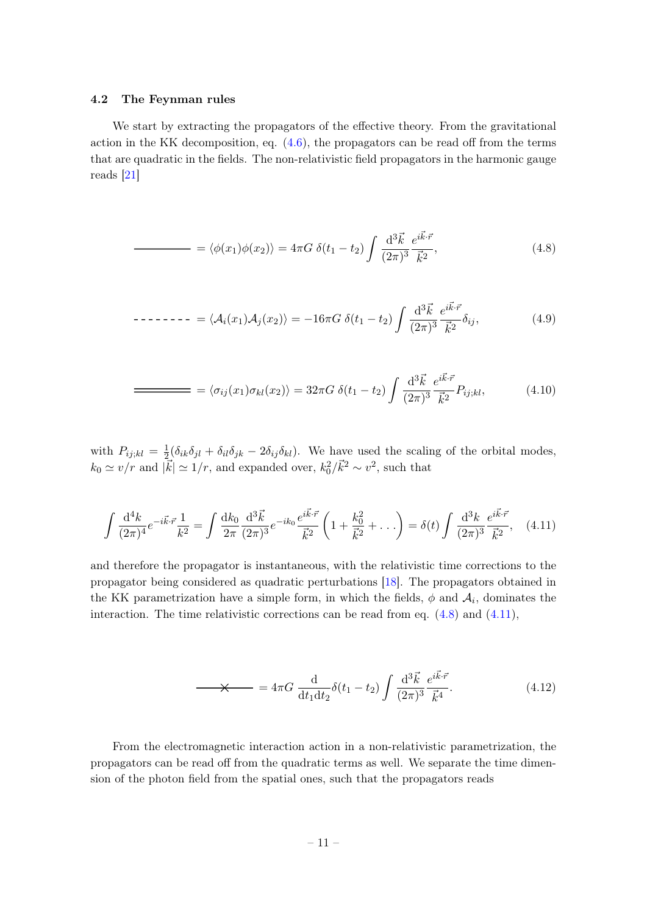### 4.2 The Feynman rules

We start by extracting the propagators of the effective theory. From the gravitational action in the KK decomposition, eq. (4.6), the propagators can be read off from the terms that are quadratic in the fields. The non-relativistic field propagators in the harmonic gauge reads [21]

$$\text{———} = \langle\phi(x_1)\phi(x_2)\rangle = 4\pi G\;\delta(t_1-t_2)\int\frac{\mathrm{d}^3\vec{k}}{(2\pi)^3}\frac{e^{i\vec{k}\cdot\vec{r}}}{\vec{k}^2}, \tag{4.8}$$

$$\text{- - - - - - - -} = \langle\mathcal{A}_i(x_1)\mathcal{A}_j(x_2)\rangle = -16\pi G\;\delta(t_1-t_2)\int\frac{\mathrm{d}^3\vec{k}}{(2\pi)^3}\frac{e^{i\vec{k}\cdot\vec{r}}}{\vec{k}^2}\delta_{ij}, \tag{4.9}$$

$$\text{═════} = \langle\sigma_{ij}(x_1)\sigma_{kl}(x_2)\rangle = 32\pi G\;\delta(t_1-t_2)\int\frac{\mathrm{d}^3\vec{k}}{(2\pi)^3}\frac{e^{i\vec{k}\cdot\vec{r}}}{\vec{k}^2}P_{ij;kl}, \tag{4.10}$$

with $P_{ij;kl} = \frac{1}{2}(\delta_{ik}\delta_{jl}+\delta_{il}\delta_{jk}-2\delta_{ij}\delta_{kl})$. We have used the scaling of the orbital modes, $k_0 \simeq v/r$ and $|\vec{k}| \simeq 1/r$, and expanded over, $k_0^2/\vec{k}^2 \sim v^2$, such that

$$\int\frac{\mathrm{d}^4k}{(2\pi)^4}e^{-i\vec{k}\cdot\vec{r}}\frac{1}{k^2} = \int\frac{\mathrm{d}k_0}{2\pi}\frac{\mathrm{d}^3\vec{k}}{(2\pi)^3}e^{-ik_0}\frac{e^{i\vec{k}\cdot\vec{r}}}{\vec{k}^2}\left(1+\frac{k_0^2}{\vec{k}^2}+\dots\right) = \delta(t)\int\frac{\mathrm{d}^3k}{(2\pi)^3}\frac{e^{i\vec{k}\cdot\vec{r}}}{\vec{k}^2}, \tag{4.11}$$

and therefore the propagator is instantaneous, with the relativistic time corrections to the propagator being considered as quadratic perturbations [18]. The propagators obtained in the KK parametrization have a simple form, in which the fields, $\phi$ and $\mathcal{A}_i$, dominates the interaction. The time relativistic corrections can be read from eq. (4.8) and (4.11),

$$\text{——×——} = 4\pi G\;\frac{\mathrm{d}}{\mathrm{d}t_1\mathrm{d}t_2}\delta(t_1-t_2)\int\frac{\mathrm{d}^3\vec{k}}{(2\pi)^3}\frac{e^{i\vec{k}\cdot\vec{r}}}{\vec{k}^4}. \tag{4.12}$$

From the electromagnetic interaction action in a non-relativistic parametrization, the propagators can be read off from the quadratic terms as well. We separate the time dimension of the photon field from the spatial ones, such that the propagators reads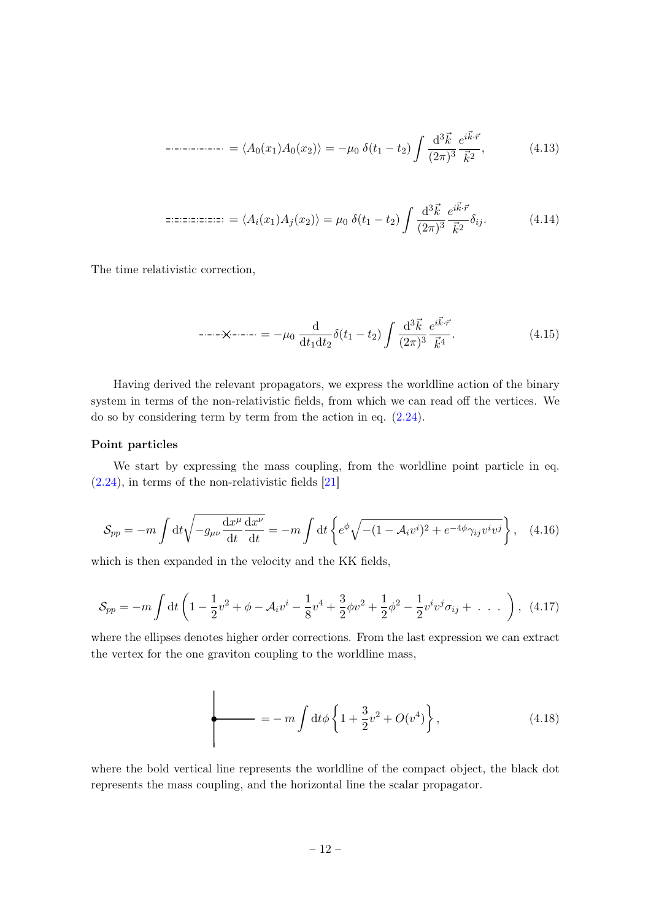$$\text{-·-·-·-·-·-·-·-} = \langle A_0(x_1) A_0(x_2)\rangle = -\mu_0\, \delta(t_1 - t_2) \int \frac{\mathrm{d}^3\vec{k}}{(2\pi)^3} \frac{e^{i\vec{k}\cdot\vec{r}}}{\vec{k}^2}, \tag{4.13}$$

$$\text{=:=:=:=:=:=:=:=:} = \langle A_i(x_1) A_j(x_2)\rangle = \mu_0\, \delta(t_1 - t_2) \int \frac{\mathrm{d}^3\vec{k}}{(2\pi)^3} \frac{e^{i\vec{k}\cdot\vec{r}}}{\vec{k}^2}\delta_{ij}. \tag{4.14}$$

The time relativistic correction,

$$\text{-·-·-·}\!\times\!\text{-·-·-·} = -\mu_0\, \frac{\mathrm{d}}{\mathrm{d}t_1 \mathrm{d}t_2}\delta(t_1 - t_2) \int \frac{\mathrm{d}^3\vec{k}}{(2\pi)^3} \frac{e^{i\vec{k}\cdot\vec{r}}}{\vec{k}^4}. \tag{4.15}$$

Having derived the relevant propagators, we express the worldline action of the binary system in terms of the non-relativistic fields, from which we can read off the vertices. We do so by considering term by term from the action in eq. (2.24).

**Point particles**

We start by expressing the mass coupling, from the worldline point particle in eq. (2.24), in terms of the non-relativistic fields [21]

$$\mathcal{S}_{pp} = -m\int \mathrm{d}t \sqrt{-g_{\mu\nu}\frac{\mathrm{d}x^\mu}{\mathrm{d}t}\frac{\mathrm{d}x^\nu}{\mathrm{d}t}} = -m\int \mathrm{d}t \left\{ e^{\phi}\sqrt{-(1-\mathcal{A}_i v^i)^2 + e^{-4\phi}\gamma_{ij}v^i v^j} \right\}, \tag{4.16}$$

which is then expanded in the velocity and the KK fields,

$$\mathcal{S}_{pp} = -m\int \mathrm{d}t \left( 1 - \frac{1}{2}v^2 + \phi - \mathcal{A}_i v^i - \frac{1}{8}v^4 + \frac{3}{2}\phi v^2 + \frac{1}{2}\phi^2 - \frac{1}{2}v^i v^j \sigma_{ij} + \ .\ .\ . \ \right), \tag{4.17}$$

where the ellipses denotes higher order corrections. From the last expression we can extract the vertex for the one graviton coupling to the worldline mass,

$$= -\, m \int \mathrm{d}t \phi \left\{ 1 + \frac{3}{2}v^2 + O(v^4) \right\}, \tag{4.18}$$

where the bold vertical line represents the worldline of the compact object, the black dot represents the mass coupling, and the horizontal line the scalar propagator.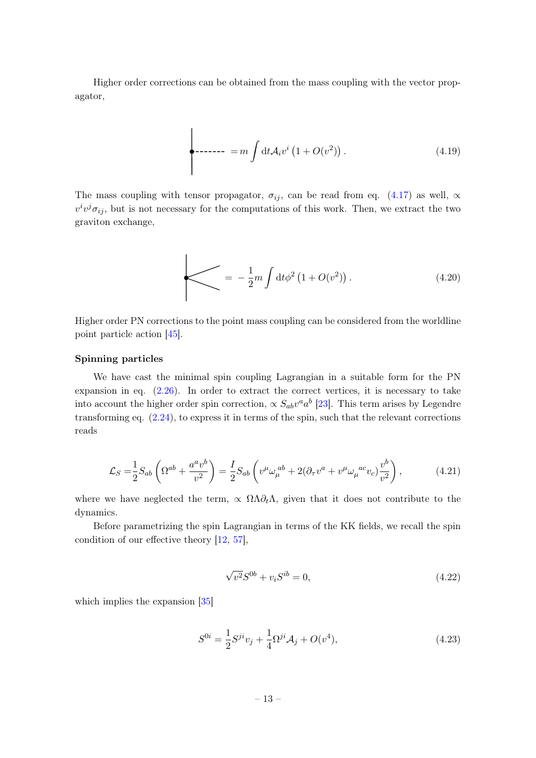Higher order corrections can be obtained from the mass coupling with the vector propagator,

$$= m \int \mathrm{d}t \mathcal{A}_i v^i \left(1 + O(v^2)\right). \tag{4.19}$$

The mass coupling with tensor propagator, $\sigma_{ij}$, can be read from eq. (4.17) as well, $\propto v^i v^j \sigma_{ij}$, but is not necessary for the computations of this work. Then, we extract the two graviton exchange,

$$= -\frac{1}{2} m \int \mathrm{d}t \phi^2 \left(1 + O(v^2)\right). \tag{4.20}$$

Higher order PN corrections to the point mass coupling can be considered from the worldline point particle action [45].

**Spinning particles**

We have cast the minimal spin coupling Lagrangian in a suitable form for the PN expansion in eq. (2.26). In order to extract the correct vertices, it is necessary to take into account the higher order spin correction, $\propto S_{ab} v^a a^b$ [23]. This term arises by Legendre transforming eq. (2.24), to express it in terms of the spin, such that the relevant corrections reads

$$\mathcal{L}_S = \frac{1}{2} S_{ab} \left( \Omega^{ab} + \frac{a^a v^b}{v^2} \right) = \frac{I}{2} S_{ab} \left( v^\mu \omega_\mu{}^{ab} + 2(\partial_\tau v^a + v^\mu \omega_\mu{}^{ac} v_c) \frac{v^b}{v^2} \right), \tag{4.21}$$

where we have neglected the term, $\propto \Omega \Lambda \partial_t \Lambda$, given that it does not contribute to the dynamics.

Before parametrizing the spin Lagrangian in terms of the KK fields, we recall the spin condition of our effective theory [12, 57],

$$\sqrt{v^2} S^{0b} + v_i S^{ib} = 0, \tag{4.22}$$

which implies the expansion [35]

$$S^{0i} = \frac{1}{2} S^{ji} v_j + \frac{1}{4} \Omega^{ji} \mathcal{A}_j + O(v^4), \tag{4.23}$$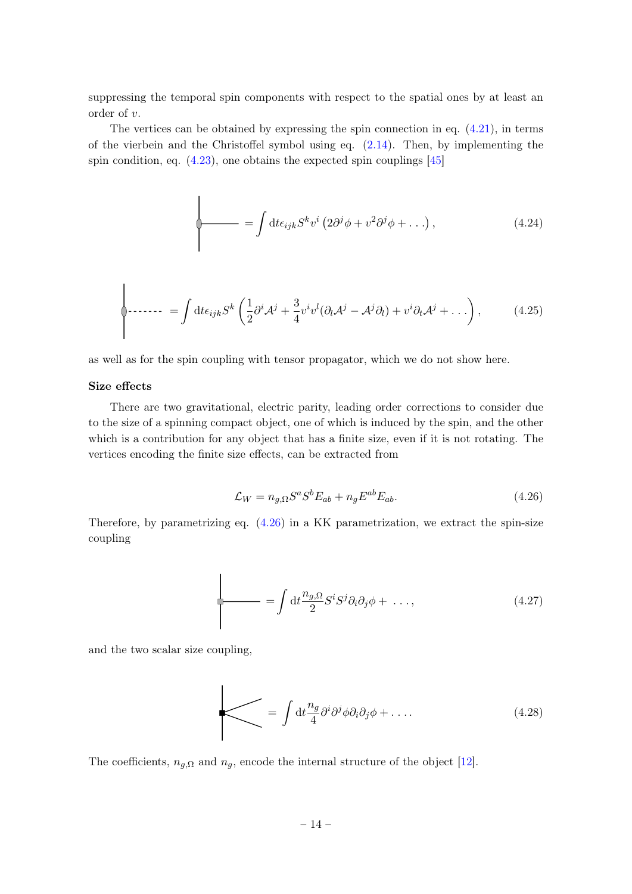suppressing the temporal spin components with respect to the spatial ones by at least an order of $v$.

The vertices can be obtained by expressing the spin connection in eq. (4.21), in terms of the vierbein and the Christoffel symbol using eq. (2.14). Then, by implementing the spin condition, eq. (4.23), one obtains the expected spin couplings [45]

$$= \int \mathrm{d}t \epsilon_{ijk} S^k v^i \left(2\partial^j \phi + v^2 \partial^j \phi + \ldots \right), \tag{4.24}$$

$$= \int \mathrm{d}t \epsilon_{ijk} S^k \left(\frac{1}{2}\partial^i \mathcal{A}^j + \frac{3}{4} v^i v^l (\partial_l \mathcal{A}^j - \mathcal{A}^j \partial_l) + v^i \partial_t \mathcal{A}^j + \ldots \right), \tag{4.25}$$

as well as for the spin coupling with tensor propagator, which we do not show here.

**Size effects**

There are two gravitational, electric parity, leading order corrections to consider due to the size of a spinning compact object, one of which is induced by the spin, and the other which is a contribution for any object that has a finite size, even if it is not rotating. The vertices encoding the finite size effects, can be extracted from

$$\mathcal{L}_W = n_{g,\Omega} S^a S^b E_{ab} + n_g E^{ab} E_{ab}. \tag{4.26}$$

Therefore, by parametrizing eq. (4.26) in a KK parametrization, we extract the spin-size coupling

$$= \int \mathrm{d}t \frac{n_{g,\Omega}}{2} S^i S^j \partial_i \partial_j \phi + \ \ldots, \tag{4.27}$$

and the two scalar size coupling,

$$= \int \mathrm{d}t \frac{n_g}{4} \partial^i \partial^j \phi \partial_i \partial_j \phi + \ldots. \tag{4.28}$$

The coefficients, $n_{g,\Omega}$ and $n_g$, encode the internal structure of the object [12].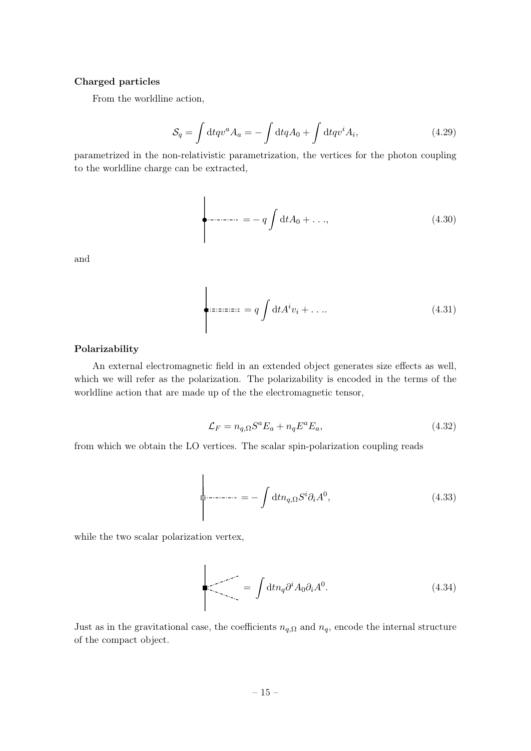**Charged particles**

From the worldline action,

$$\mathcal{S}_q = \int \mathrm{d}t q v^a A_a = -\int \mathrm{d}t q A_0 + \int \mathrm{d}t q v^i A_i, \tag{4.29}$$

parametrized in the non-relativistic parametrization, the vertices for the photon coupling to the worldline charge can be extracted,

$$= -q \int \mathrm{d}t A_0 + \ldots, \tag{4.30}$$

and

$$= q \int \mathrm{d}t A^i v_i + \ldots. \tag{4.31}$$

**Polarizability**

An external electromagnetic field in an extended object generates size effects as well, which we will refer as the polarization. The polarizability is encoded in the terms of the worldline action that are made up of the the electromagnetic tensor,

$$\mathcal{L}_F = n_{q,\Omega} S^a E_a + n_q E^a E_a, \tag{4.32}$$

from which we obtain the LO vertices. The scalar spin-polarization coupling reads

$$= -\int \mathrm{d}t n_{q,\Omega} S^i \partial_i A^0, \tag{4.33}$$

while the two scalar polarization vertex,

$$= \int \mathrm{d}t n_q \partial^i A_0 \partial_i A^0. \tag{4.34}$$

Just as in the gravitational case, the coefficients $n_{q,\Omega}$ and $n_q$, encode the internal structure of the compact object.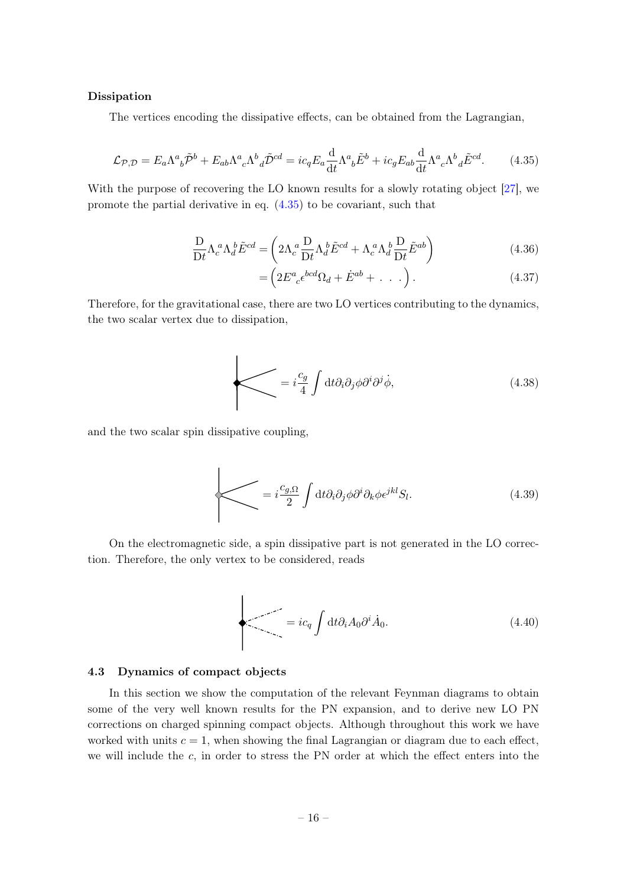#### Dissipation

The vertices encoding the dissipative effects, can be obtained from the Lagrangian,

$$\mathcal{L}_{\mathcal{P},\mathcal{D}} = E_a \Lambda^a{}_b \tilde{\mathcal{P}}^b + E_{ab} \Lambda^a{}_c \Lambda^b{}_d \tilde{\mathcal{D}}^{cd} = ic_q E_a \frac{\mathrm{d}}{\mathrm{dt}} \Lambda^a{}_b \tilde{E}^b + ic_g E_{ab} \frac{\mathrm{d}}{\mathrm{dt}} \Lambda^a{}_c \Lambda^b{}_d \tilde{E}^{cd}. \tag{4.35}$$

With the purpose of recovering the LO known results for a slowly rotating object [27], we promote the partial derivative in eq. (4.35) to be covariant, such that

$$\frac{\mathrm{D}}{\mathrm{D}t} \Lambda_c{}^a \Lambda_d{}^b \tilde{E}^{cd} = \left( 2\Lambda_c{}^a \frac{\mathrm{D}}{\mathrm{D}t} \Lambda_d^b \tilde{E}^{cd} + \Lambda_c^a \Lambda_d^b \frac{\mathrm{D}}{\mathrm{D}t} \tilde{E}^{ab} \right) \tag{4.36}$$

$$= \left( 2E^a{}_c \epsilon^{bcd} \Omega_d + \dot{E}^{ab} + \ . \ . \ . \right). \tag{4.37}$$

Therefore, for the gravitational case, there are two LO vertices contributing to the dynamics, the two scalar vertex due to dissipation,

$$= i\frac{c_g}{4} \int \mathrm{d}t \partial_i \partial_j \phi \partial^i \partial^j \dot{\phi}, \tag{4.38}$$

and the two scalar spin dissipative coupling,

$$= i\frac{c_{g,\Omega}}{2} \int \mathrm{d}t \partial_i \partial_j \phi \partial^i \partial_k \phi \epsilon^{jkl} S_l. \tag{4.39}$$

On the electromagnetic side, a spin dissipative part is not generated in the LO correction. Therefore, the only vertex to be considered, reads

$$= ic_q \int \mathrm{d}t \partial_i A_0 \partial^i \dot{A}_0. \tag{4.40}$$

### 4.3 Dynamics of compact objects

In this section we show the computation of the relevant Feynman diagrams to obtain some of the very well known results for the PN expansion, and to derive new LO PN corrections on charged spinning compact objects. Although throughout this work we have worked with units $c = 1$, when showing the final Lagrangian or diagram due to each effect, we will include the $c$, in order to stress the PN order at which the effect enters into the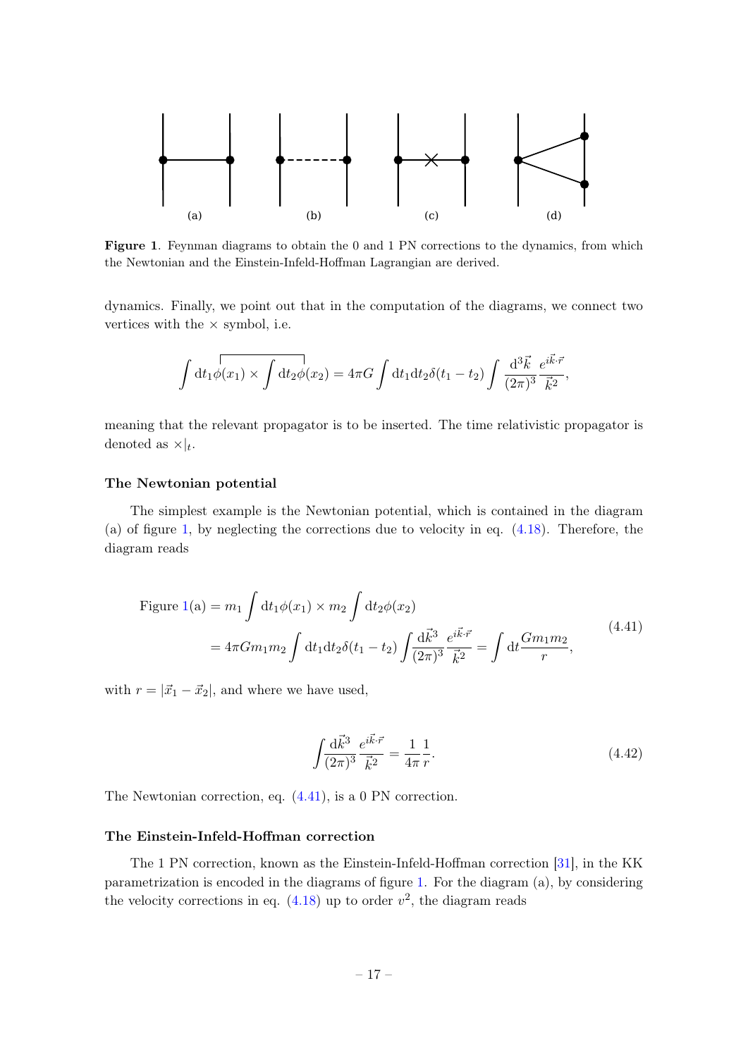(a) (b) (c) (d)

**Figure 1**. Feynman diagrams to obtain the 0 and 1 PN corrections to the dynamics, from which the Newtonian and the Einstein-Infeld-Hoffman Lagrangian are derived.

dynamics. Finally, we point out that in the computation of the diagrams, we connect two vertices with the $\times$ symbol, i.e.

$$\int \mathrm{d}t_1 \overline{\phi(x_1) \times \int \mathrm{d}t_2 \phi}(x_2) = 4\pi G \int \mathrm{d}t_1 \mathrm{d}t_2 \delta(t_1 - t_2) \int \frac{\mathrm{d}^3\vec{k}}{(2\pi)^3} \frac{e^{i\vec{k}\cdot\vec{r}}}{\vec{k}^2},$$

meaning that the relevant propagator is to be inserted. The time relativistic propagator is denoted as $\times|_t$.

### The Newtonian potential

The simplest example is the Newtonian potential, which is contained in the diagram (a) of figure 1, by neglecting the corrections due to velocity in eq. (4.18). Therefore, the diagram reads

$$\begin{aligned}
\text{Figure 1(a)} &= m_1 \int \mathrm{d}t_1 \phi(x_1) \times m_2 \int \mathrm{d}t_2 \phi(x_2) \\
&= 4\pi G m_1 m_2 \int \mathrm{d}t_1 \mathrm{d}t_2 \delta(t_1 - t_2) \int \frac{\mathrm{d}\vec{k}^3}{(2\pi)^3} \frac{e^{i\vec{k}\cdot\vec{r}}}{\vec{k}^2} = \int \mathrm{d}t \frac{G m_1 m_2}{r},
\end{aligned} \tag{4.41}$$

with $r = |\vec{x}_1 - \vec{x}_2|$, and where we have used,

$$\int \frac{\mathrm{d}\vec{k}^3}{(2\pi)^3} \frac{e^{i\vec{k}\cdot\vec{r}}}{\vec{k}^2} = \frac{1}{4\pi} \frac{1}{r}. \tag{4.42}$$

The Newtonian correction, eq. (4.41), is a 0 PN correction.

### The Einstein-Infeld-Hoffman correction

The 1 PN correction, known as the Einstein-Infeld-Hoffman correction [31], in the KK parametrization is encoded in the diagrams of figure 1. For the diagram (a), by considering the velocity corrections in eq. (4.18) up to order $v^2$, the diagram reads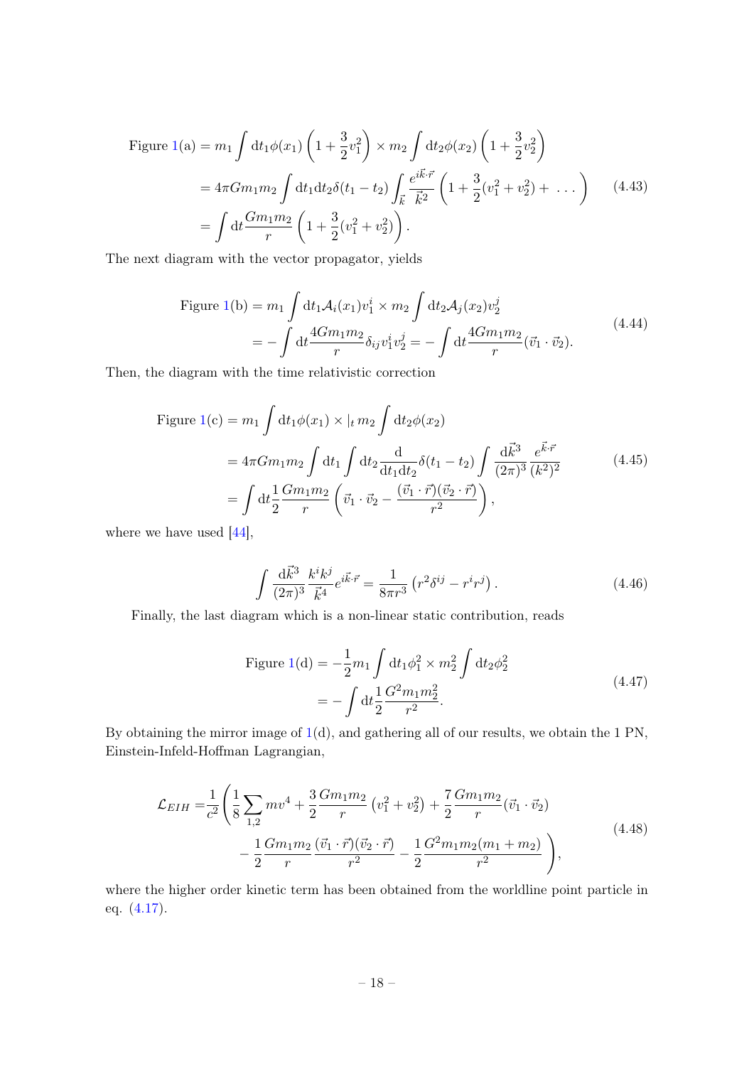$$
\begin{aligned}
\text{Figure 1(a)} &= m_1 \int \mathrm{d}t_1 \phi(x_1) \left(1 + \frac{3}{2} v_1^2\right) \times m_2 \int \mathrm{d}t_2 \phi(x_2) \left(1 + \frac{3}{2} v_2^2\right) \\
&= 4\pi G m_1 m_2 \int \mathrm{d}t_1 \mathrm{d}t_2 \delta(t_1 - t_2) \int_{\vec{k}} \frac{e^{i\vec{k}\cdot\vec{r}}}{\vec{k}^2} \left(1 + \frac{3}{2}(v_1^2 + v_2^2) + \ \dots \right) \\
&= \int \mathrm{d}t \frac{G m_1 m_2}{r} \left(1 + \frac{3}{2}(v_1^2 + v_2^2)\right).
\end{aligned}
\tag{4.43}
$$

The next diagram with the vector propagator, yields

$$
\begin{aligned}
\text{Figure 1(b)} &= m_1 \int \mathrm{d}t_1 \mathcal{A}_i(x_1) v_1^i \times m_2 \int \mathrm{d}t_2 \mathcal{A}_j(x_2) v_2^j \\
&= -\int \mathrm{d}t \frac{4 G m_1 m_2}{r} \delta_{ij} v_1^i v_2^j = -\int \mathrm{d}t \frac{4 G m_1 m_2}{r} (\vec{v}_1 \cdot \vec{v}_2).
\end{aligned}
\tag{4.44}
$$

Then, the diagram with the time relativistic correction

$$
\begin{aligned}
\text{Figure 1(c)} &= m_1 \int \mathrm{d}t_1 \phi(x_1) \times |_t \, m_2 \int \mathrm{d}t_2 \phi(x_2) \\
&= 4\pi G m_1 m_2 \int \mathrm{d}t_1 \int \mathrm{d}t_2 \frac{\mathrm{d}}{\mathrm{d}t_1 \mathrm{d}t_2} \delta(t_1 - t_2) \int \frac{\mathrm{d}\vec{k}^3}{(2\pi)^3} \frac{e^{\vec{k}\cdot\vec{r}}}{(k^2)^2} \\
&= \int \mathrm{d}t \frac{1}{2} \frac{G m_1 m_2}{r} \left( \vec{v}_1 \cdot \vec{v}_2 - \frac{(\vec{v}_1 \cdot \vec{r})(\vec{v}_2 \cdot \vec{r})}{r^2} \right),
\end{aligned}
\tag{4.45}
$$

where we have used [44],

$$
\int \frac{\mathrm{d}\vec{k}^3}{(2\pi)^3} \frac{k^i k^j}{\vec{k}^4} e^{i\vec{k}\cdot\vec{r}} = \frac{1}{8\pi r^3} \left( r^2 \delta^{ij} - r^i r^j \right).
\tag{4.46}
$$

Finally, the last diagram which is a non-linear static contribution, reads

$$
\begin{aligned}
\text{Figure 1(d)} &= -\frac{1}{2} m_1 \int \mathrm{d}t_1 \phi_1^2 \times m_2^2 \int \mathrm{d}t_2 \phi_2^2 \\
&= -\int \mathrm{d}t \frac{1}{2} \frac{G^2 m_1 m_2^2}{r^2}.
\end{aligned}
\tag{4.47}
$$

By obtaining the mirror image of 1(d), and gathering all of our results, we obtain the 1 PN, Einstein-Infeld-Hoffman Lagrangian,

$$
\begin{aligned}
\mathcal{L}_{EIH} = &\frac{1}{c^2} \Bigg( \frac{1}{8} \sum_{1,2} m v^4 + \frac{3}{2} \frac{G m_1 m_2}{r} \left(v_1^2 + v_2^2\right) + \frac{7}{2} \frac{G m_1 m_2}{r} (\vec{v}_1 \cdot \vec{v}_2) \\
&- \frac{1}{2} \frac{G m_1 m_2}{r} \frac{(\vec{v}_1 \cdot \vec{r})(\vec{v}_2 \cdot \vec{r})}{r^2} - \frac{1}{2} \frac{G^2 m_1 m_2 (m_1 + m_2)}{r^2} \Bigg),
\end{aligned}
\tag{4.48}
$$

where the higher order kinetic term has been obtained from the worldline point particle in eq. (4.17).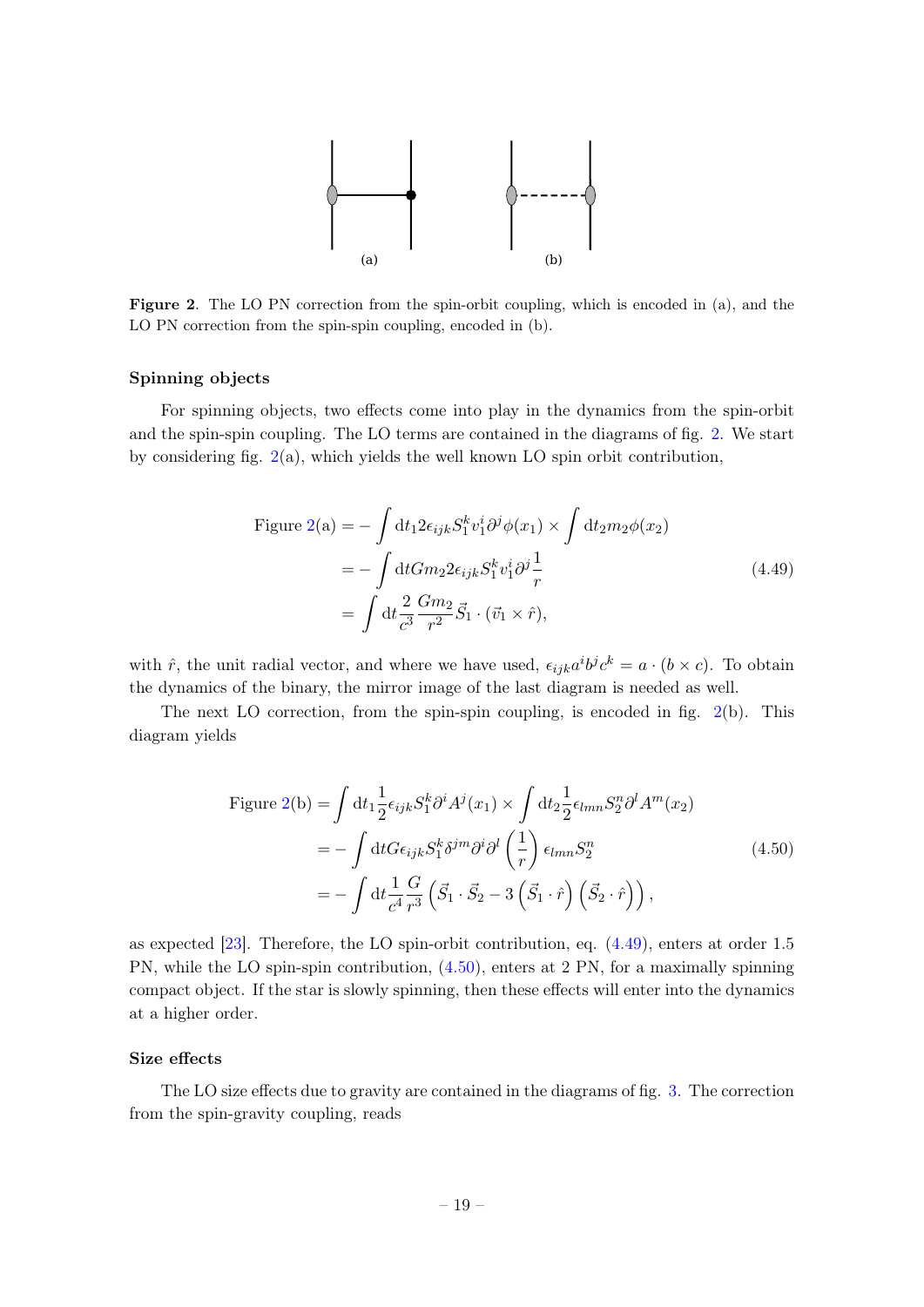(a)

(b)

**Figure 2**. The LO PN correction from the spin-orbit coupling, which is encoded in (a), and the LO PN correction from the spin-spin coupling, encoded in (b).

### Spinning objects

For spinning objects, two effects come into play in the dynamics from the spin-orbit and the spin-spin coupling. The LO terms are contained in the diagrams of fig. 2. We start by considering fig. 2(a), which yields the well known LO spin orbit contribution,

$$
\begin{aligned}
\text{Figure 2(a)} &= -\int \mathrm{d}t_1 2\epsilon_{ijk} S_1^k v_1^i \partial^j \phi(x_1) \times \int \mathrm{d}t_2 m_2 \phi(x_2) \\
&= -\int \mathrm{d}t G m_2 2\epsilon_{ijk} S_1^k v_1^i \partial^j \frac{1}{r} \\
&= \int \mathrm{d}t \frac{2}{c^3} \frac{G m_2}{r^2} \vec{S}_1 \cdot (\vec{v}_1 \times \hat{r}),
\end{aligned}
\tag{4.49}
$$

with $\hat{r}$, the unit radial vector, and where we have used, $\epsilon_{ijk} a^i b^j c^k = a \cdot (b \times c)$. To obtain the dynamics of the binary, the mirror image of the last diagram is needed as well.

The next LO correction, from the spin-spin coupling, is encoded in fig. 2(b). This diagram yields

$$
\begin{aligned}
\text{Figure 2(b)} &= \int \mathrm{d}t_1 \frac{1}{2} \epsilon_{ijk} S_1^k \partial^i A^j(x_1) \times \int \mathrm{d}t_2 \frac{1}{2} \epsilon_{lmn} S_2^n \partial^l A^m(x_2) \\
&= -\int \mathrm{d}t G \epsilon_{ijk} S_1^k \delta^{jm} \partial^i \partial^l \left(\frac{1}{r}\right) \epsilon_{lmn} S_2^n \\
&= -\int \mathrm{d}t \frac{1}{c^4} \frac{G}{r^3} \left(\vec{S}_1 \cdot \vec{S}_2 - 3\left(\vec{S}_1 \cdot \hat{r}\right)\left(\vec{S}_2 \cdot \hat{r}\right)\right),
\end{aligned}
\tag{4.50}
$$

as expected [23]. Therefore, the LO spin-orbit contribution, eq. (4.49), enters at order 1.5 PN, while the LO spin-spin contribution, (4.50), enters at 2 PN, for a maximally spinning compact object. If the star is slowly spinning, then these effects will enter into the dynamics at a higher order.

### Size effects

The LO size effects due to gravity are contained in the diagrams of fig. 3. The correction from the spin-gravity coupling, reads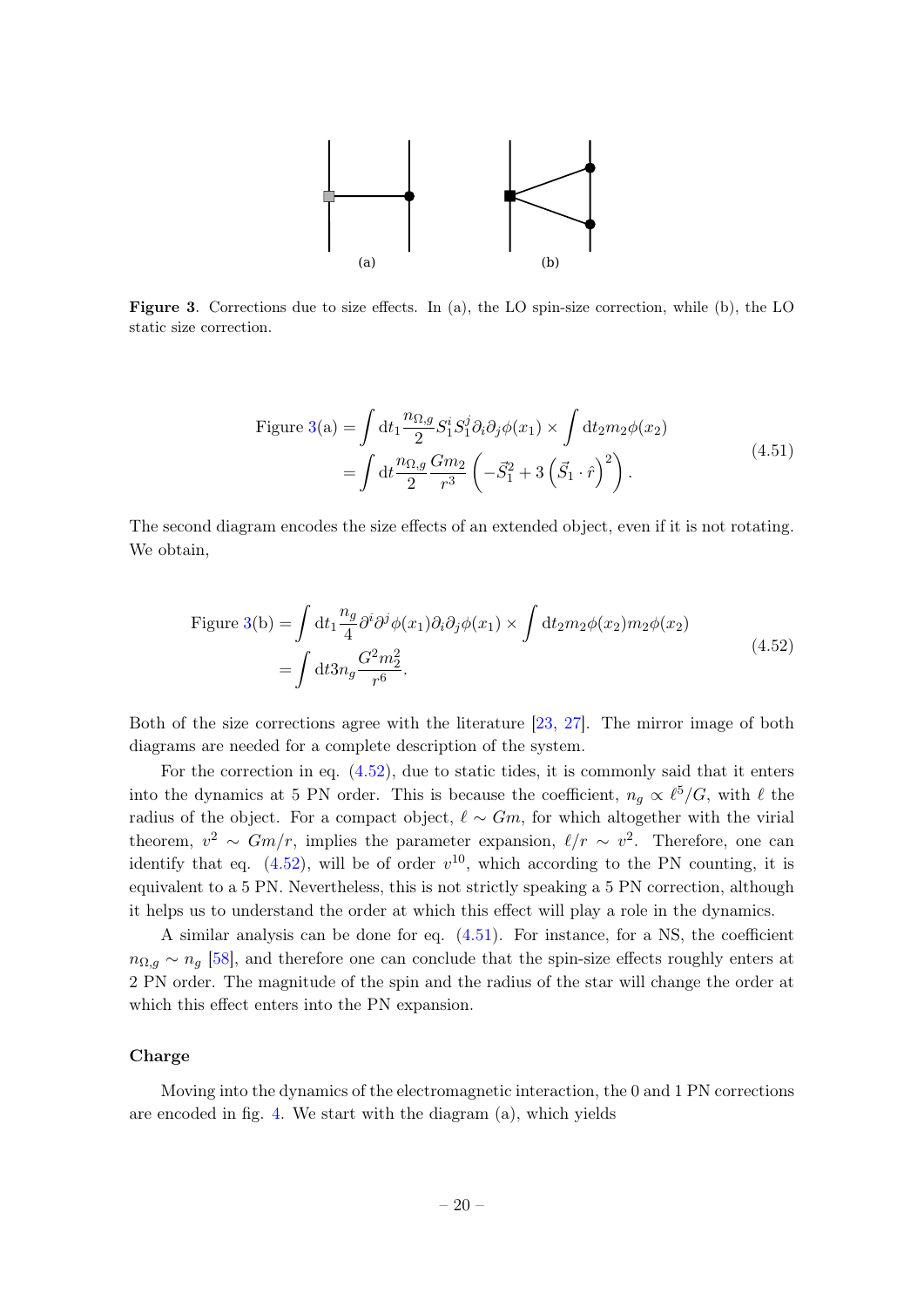**Figure 3**. Corrections due to size effects. In (a), the LO spin-size correction, while (b), the LO static size correction.

$$
\begin{aligned}
\text{Figure 3(a)} &= \int \mathrm{d}t_1 \frac{n_{\Omega,g}}{2} S_1^i S_1^j \partial_i \partial_j \phi(x_1) \times \int \mathrm{d}t_2 m_2 \phi(x_2) \\
&= \int \mathrm{d}t \frac{n_{\Omega,g}}{2} \frac{G m_2}{r^3} \left( -\vec{S}_1^2 + 3 \left( \vec{S}_1 \cdot \hat{r} \right)^2 \right).
\end{aligned}
\tag{4.51}
$$

The second diagram encodes the size effects of an extended object, even if it is not rotating. We obtain,

$$
\begin{aligned}
\text{Figure 3(b)} &= \int \mathrm{d}t_1 \frac{n_g}{4} \partial^i \partial^j \phi(x_1) \partial_i \partial_j \phi(x_1) \times \int \mathrm{d}t_2 m_2 \phi(x_2) m_2 \phi(x_2) \\
&= \int \mathrm{d}t 3 n_g \frac{G^2 m_2^2}{r^6}.
\end{aligned}
\tag{4.52}
$$

Both of the size corrections agree with the literature [23, 27]. The mirror image of both diagrams are needed for a complete description of the system.

For the correction in eq. (4.52), due to static tides, it is commonly said that it enters into the dynamics at 5 PN order. This is because the coefficient, $n_g \propto \ell^5/G$, with $\ell$ the radius of the object. For a compact object, $\ell \sim Gm$, for which altogether with the virial theorem, $v^2 \sim Gm/r$, implies the parameter expansion, $\ell/r \sim v^2$. Therefore, one can identify that eq. (4.52), will be of order $v^{10}$, which according to the PN counting, it is equivalent to a 5 PN. Nevertheless, this is not strictly speaking a 5 PN correction, although it helps us to understand the order at which this effect will play a role in the dynamics.

A similar analysis can be done for eq. (4.51). For instance, for a NS, the coefficient $n_{\Omega,g} \sim n_g$ [58], and therefore one can conclude that the spin-size effects roughly enters at 2 PN order. The magnitude of the spin and the radius of the star will change the order at which this effect enters into the PN expansion.

**Charge**

Moving into the dynamics of the electromagnetic interaction, the 0 and 1 PN corrections are encoded in fig. 4. We start with the diagram (a), which yields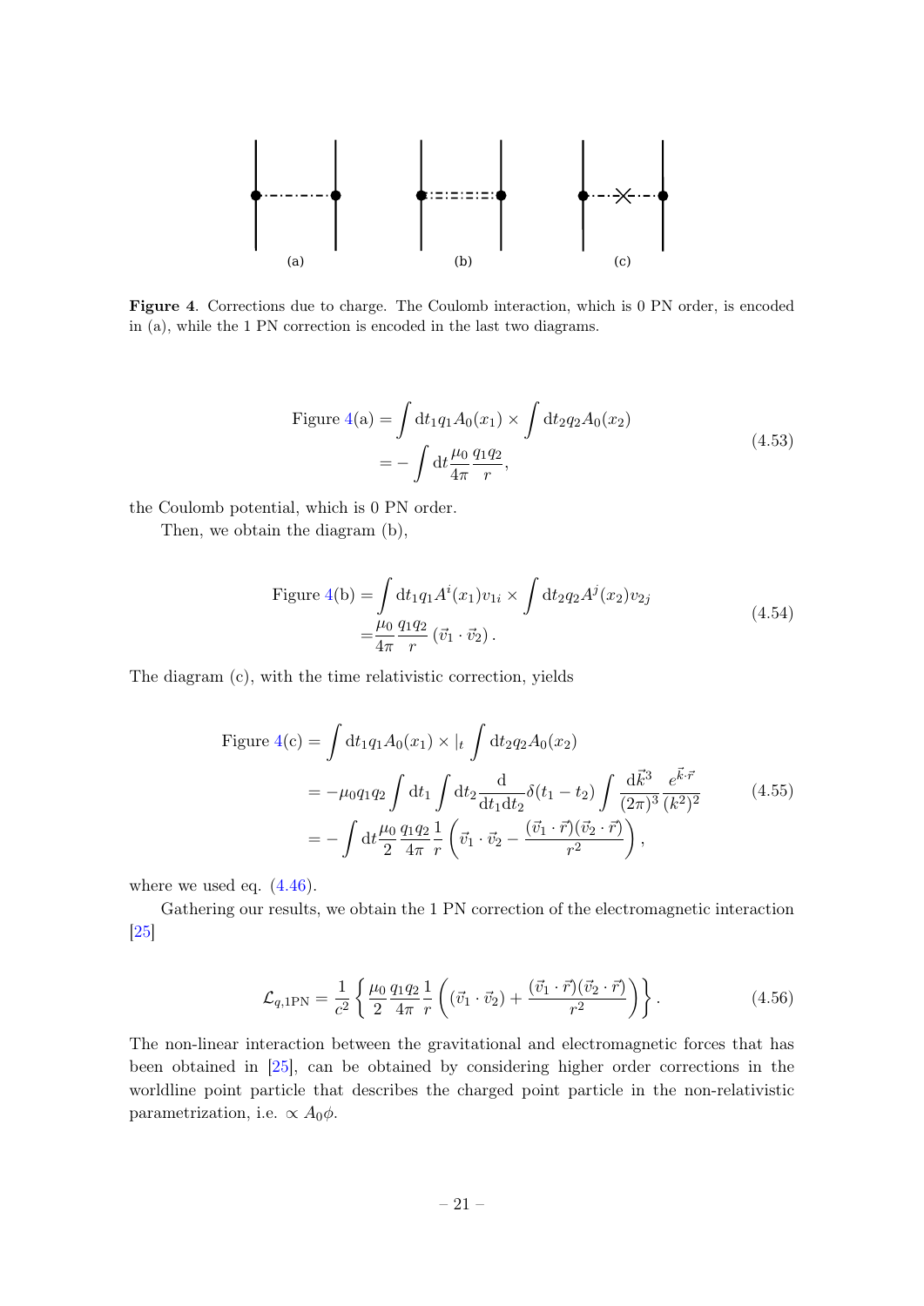(a) (b) (c)

**Figure 4**. Corrections due to charge. The Coulomb interaction, which is 0 PN order, is encoded in (a), while the 1 PN correction is encoded in the last two diagrams.

$$
\begin{aligned}
\text{Figure 4(a)} &= \int \mathrm{d}t_1 q_1 A_0(x_1) \times \int \mathrm{d}t_2 q_2 A_0(x_2) \\
&= -\int \mathrm{d}t \frac{\mu_0}{4\pi}\frac{q_1 q_2}{r},
\end{aligned}
\tag{4.53}
$$

the Coulomb potential, which is 0 PN order.

Then, we obtain the diagram (b),

$$
\begin{aligned}
\text{Figure 4(b)} &= \int \mathrm{d}t_1 q_1 A^i(x_1) v_{1i} \times \int \mathrm{d}t_2 q_2 A^j(x_2) v_{2j} \\
&= \frac{\mu_0}{4\pi}\frac{q_1 q_2}{r}\left(\vec{v}_1 \cdot \vec{v}_2\right).
\end{aligned}
\tag{4.54}
$$

The diagram (c), with the time relativistic correction, yields

$$
\begin{aligned}
\text{Figure 4(c)} &= \int \mathrm{d}t_1 q_1 A_0(x_1) \times |_t \int \mathrm{d}t_2 q_2 A_0(x_2) \\
&= -\mu_0 q_1 q_2 \int \mathrm{d}t_1 \int \mathrm{d}t_2 \frac{\mathrm{d}}{\mathrm{d}t_1 \mathrm{d}t_2}\delta(t_1 - t_2) \int \frac{\mathrm{d}\vec{k}^3}{(2\pi)^3}\frac{e^{\vec{k}\cdot\vec{r}}}{(k^2)^2} \\
&= -\int \mathrm{d}t \frac{\mu_0}{2}\frac{q_1 q_2}{4\pi}\frac{1}{r}\left(\vec{v}_1 \cdot \vec{v}_2 - \frac{(\vec{v}_1 \cdot \vec{r})(\vec{v}_2 \cdot \vec{r})}{r^2}\right),
\end{aligned}
\tag{4.55}
$$

where we used eq. (4.46).

Gathering our results, we obtain the 1 PN correction of the electromagnetic interaction [25]

$$
\mathcal{L}_{q,1\mathrm{PN}} = \frac{1}{c^2}\left\{\frac{\mu_0}{2}\frac{q_1 q_2}{4\pi}\frac{1}{r}\left((\vec{v}_1 \cdot \vec{v}_2) + \frac{(\vec{v}_1 \cdot \vec{r})(\vec{v}_2 \cdot \vec{r})}{r^2}\right)\right\}.
\tag{4.56}
$$

The non-linear interaction between the gravitational and electromagnetic forces that has been obtained in [25], can be obtained by considering higher order corrections in the worldline point particle that describes the charged point particle in the non-relativistic parametrization, i.e. $\propto A_0 \phi$.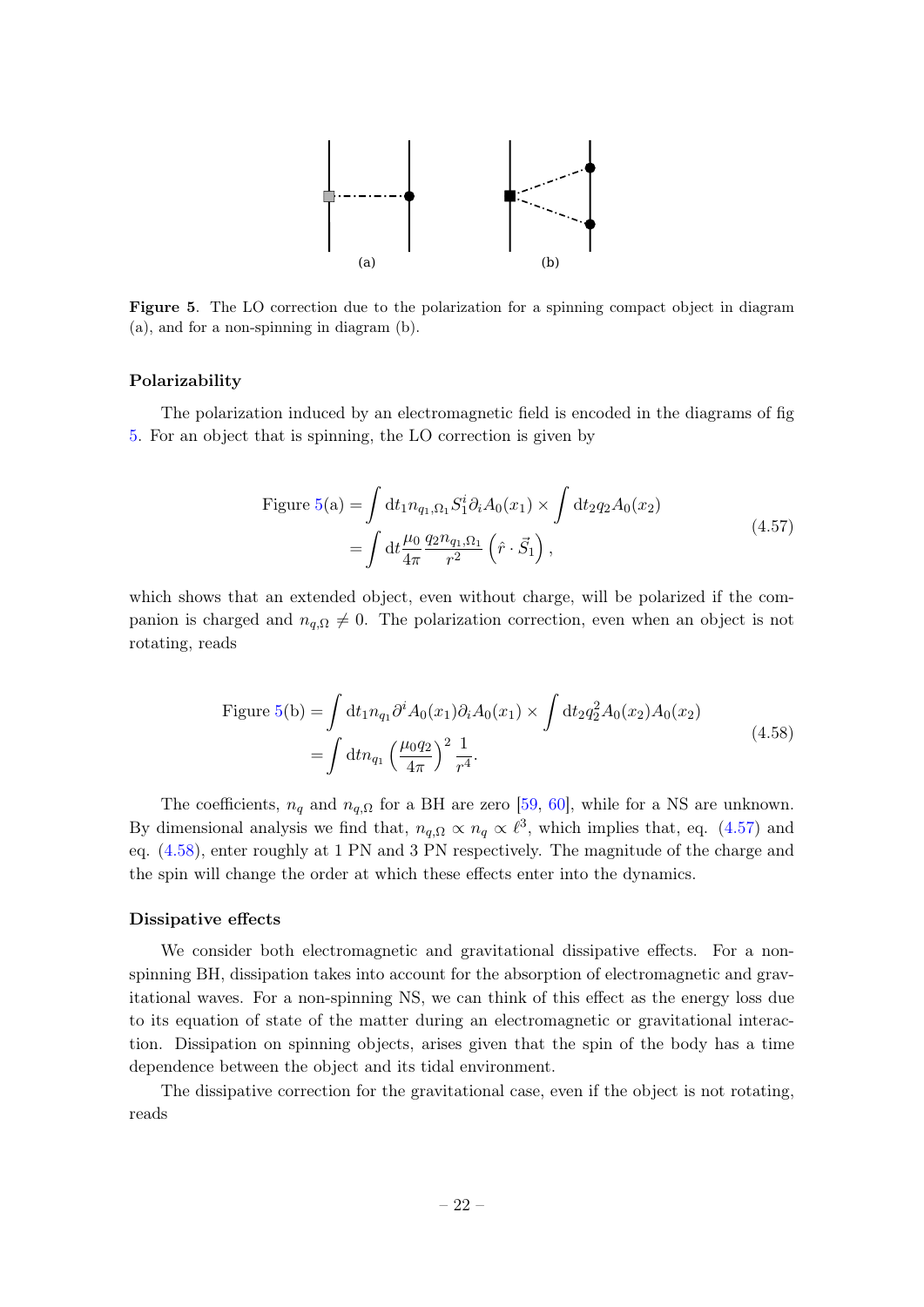(a) (b)

**Figure 5**. The LO correction due to the polarization for a spinning compact object in diagram (a), and for a non-spinning in diagram (b).

#### Polarizability

The polarization induced by an electromagnetic field is encoded in the diagrams of fig 5. For an object that is spinning, the LO correction is given by

$$
\begin{aligned}
\text{Figure 5(a)} &= \int \mathrm{d}t_1 n_{q_1,\Omega_1} S_1^i \partial_i A_0(x_1) \times \int \mathrm{d}t_2 q_2 A_0(x_2) \\
&= \int \mathrm{d}t \frac{\mu_0}{4\pi} \frac{q_2 n_{q_1,\Omega_1}}{r^2} \left(\hat{r} \cdot \vec{S}_1\right),
\end{aligned}
\tag{4.57}
$$

which shows that an extended object, even without charge, will be polarized if the companion is charged and $n_{q,\Omega} \neq 0$. The polarization correction, even when an object is not rotating, reads

$$
\begin{aligned}
\text{Figure 5(b)} &= \int \mathrm{d}t_1 n_{q_1} \partial^i A_0(x_1) \partial_i A_0(x_1) \times \int \mathrm{d}t_2 q_2^2 A_0(x_2) A_0(x_2) \\
&= \int \mathrm{d}t n_{q_1} \left(\frac{\mu_0 q_2}{4\pi}\right)^2 \frac{1}{r^4}.
\end{aligned}
\tag{4.58}
$$

The coefficients, $n_q$ and $n_{q,\Omega}$ for a BH are zero [59, 60], while for a NS are unknown. By dimensional analysis we find that, $n_{q,\Omega} \propto n_q \propto \ell^3$, which implies that, eq. (4.57) and eq. (4.58), enter roughly at 1 PN and 3 PN respectively. The magnitude of the charge and the spin will change the order at which these effects enter into the dynamics.

#### Dissipative effects

We consider both electromagnetic and gravitational dissipative effects. For a non-spinning BH, dissipation takes into account for the absorption of electromagnetic and gravitational waves. For a non-spinning NS, we can think of this effect as the energy loss due to its equation of state of the matter during an electromagnetic or gravitational interaction. Dissipation on spinning objects, arises given that the spin of the body has a time dependence between the object and its tidal environment.

The dissipative correction for the gravitational case, even if the object is not rotating, reads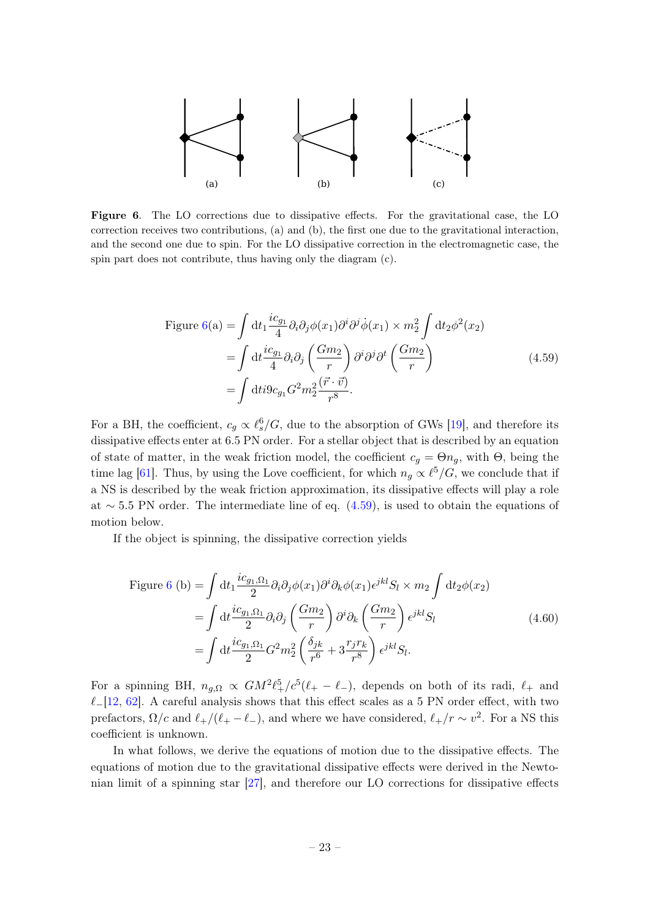(a) (b) (c)

**Figure 6**. The LO corrections due to dissipative effects. For the gravitational case, the LO correction receives two contributions, (a) and (b), the first one due to the gravitational interaction, and the second one due to spin. For the LO dissipative correction in the electromagnetic case, the spin part does not contribute, thus having only the diagram (c).

$$
\begin{aligned}
\text{Figure 6(a)} &= \int \mathrm{d}t_1 \frac{ic_{g_1}}{4}\partial_i\partial_j\phi(x_1)\partial^i\partial^j\dot{\phi}(x_1) \times m_2^2 \int \mathrm{d}t_2 \phi^2(x_2) \\
&= \int \mathrm{d}t \frac{ic_{g_1}}{4}\partial_i\partial_j\left(\frac{Gm_2}{r}\right)\partial^i\partial^j\partial^t\left(\frac{Gm_2}{r}\right) \\
&= \int \mathrm{d}t i9c_{g_1}G^2m_2^2\frac{(\vec{r}\cdot\vec{v})}{r^8}.
\end{aligned}
\tag{4.59}
$$

For a BH, the coefficient, $c_g \propto \ell_s^6/G$, due to the absorption of GWs [19], and therefore its dissipative effects enter at 6.5 PN order. For a stellar object that is described by an equation of state of matter, in the weak friction model, the coefficient $c_g = \Theta n_g$, with $\Theta$, being the time lag [61]. Thus, by using the Love coefficient, for which $n_g \propto \ell^5/G$, we conclude that if a NS is described by the weak friction approximation, its dissipative effects will play a role at $\sim 5.5$ PN order. The intermediate line of eq. (4.59), is used to obtain the equations of motion below.

If the object is spinning, the dissipative correction yields

$$
\begin{aligned}
\text{Figure 6 (b)} &= \int \mathrm{d}t_1 \frac{ic_{g_1,\Omega_1}}{2}\partial_i\partial_j\phi(x_1)\partial^i\partial_k\phi(x_1)\epsilon^{jkl}S_l \times m_2 \int \mathrm{d}t_2 \phi(x_2) \\
&= \int \mathrm{d}t \frac{ic_{g_1,\Omega_1}}{2}\partial_i\partial_j\left(\frac{Gm_2}{r}\right)\partial^i\partial_k\left(\frac{Gm_2}{r}\right)\epsilon^{jkl}S_l \\
&= \int \mathrm{d}t \frac{ic_{g_1,\Omega_1}}{2}G^2m_2^2\left(\frac{\delta_{jk}}{r^6} + 3\frac{r_jr_k}{r^8}\right)\epsilon^{jkl}S_l.
\end{aligned}
\tag{4.60}
$$

For a spinning BH, $n_{g,\Omega} \propto GM^2\ell_+^5/c^5(\ell_+ - \ell_-)$, depends on both of its radi, $\ell_+$ and $\ell_-$[12, 62]. A careful analysis shows that this effect scales as a 5 PN order effect, with two prefactors, $\Omega/c$ and $\ell_+/(\ell_+ - \ell_-)$, and where we have considered, $\ell_+/r \sim v^2$. For a NS this coefficient is unknown.

In what follows, we derive the equations of motion due to the dissipative effects. The equations of motion due to the gravitational dissipative effects were derived in the Newtonian limit of a spinning star [27], and therefore our LO corrections for dissipative effects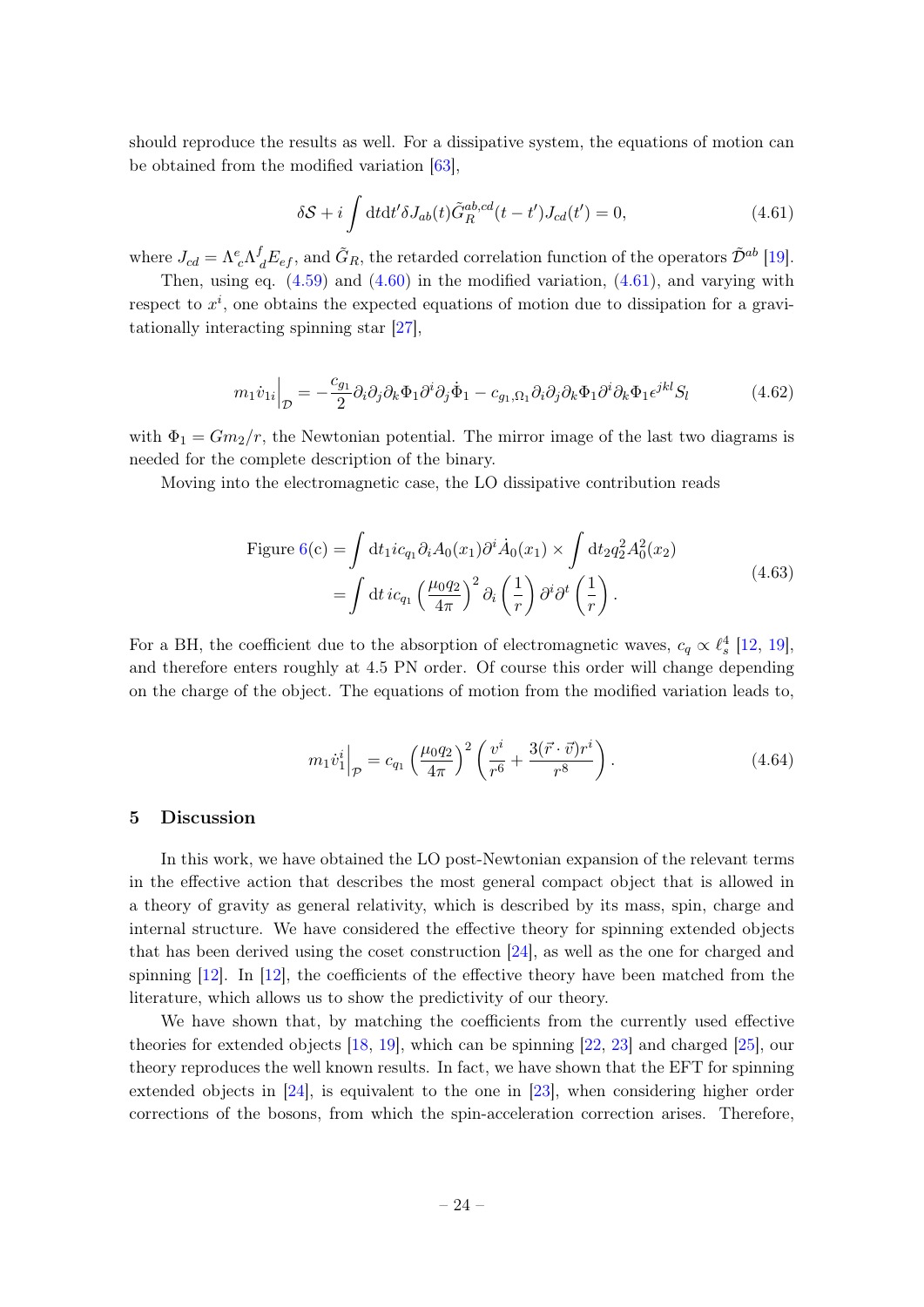should reproduce the results as well. For a dissipative system, the equations of motion can be obtained from the modified variation [63],

$$\delta\mathcal{S} + i\int \mathrm{d}t\mathrm{d}t'\delta J_{ab}(t)\tilde{G}_R^{ab,cd}(t-t')J_{cd}(t') = 0, \tag{4.61}$$

where $J_{cd} = \Lambda^e_{\ c}\Lambda^f_{\ d}E_{ef}$, and $\tilde{G}_R$, the retarded correlation function of the operators $\tilde{\mathcal{D}}^{ab}$ [19].

Then, using eq. (4.59) and (4.60) in the modified variation, (4.61), and varying with respect to $x^i$, one obtains the expected equations of motion due to dissipation for a gravitationally interacting spinning star [27],

$$m_1\dot{v}_{1i}\Big|_{\mathcal{D}} = -\frac{c_{g_1}}{2}\partial_i\partial_j\partial_k\Phi_1\partial^i\partial_j\dot{\Phi}_1 - c_{g_1,\Omega_1}\partial_i\partial_j\partial_k\Phi_1\partial^i\partial_k\Phi_1\epsilon^{jkl}S_l \tag{4.62}$$

with $\Phi_1 = Gm_2/r$, the Newtonian potential. The mirror image of the last two diagrams is needed for the complete description of the binary.

Moving into the electromagnetic case, the LO dissipative contribution reads

$$\begin{aligned}\text{Figure 6(c)} &= \int \mathrm{d}t_1 i c_{q_1}\partial_i A_0(x_1)\partial^i\dot{A}_0(x_1) \times \int \mathrm{d}t_2 q_2^2 A_0^2(x_2) \\ &= \int \mathrm{d}t\, i c_{q_1}\left(\frac{\mu_0 q_2}{4\pi}\right)^2\partial_i\left(\frac{1}{r}\right)\partial^i\partial^t\left(\frac{1}{r}\right).\end{aligned} \tag{4.63}$$

For a BH, the coefficient due to the absorption of electromagnetic waves, $c_q \propto \ell_s^4$ [12, 19], and therefore enters roughly at 4.5 PN order. Of course this order will change depending on the charge of the object. The equations of motion from the modified variation leads to,

$$m_1\dot{v}_1^i\Big|_{\mathcal{P}} = c_{q_1}\left(\frac{\mu_0 q_2}{4\pi}\right)^2\left(\frac{v^i}{r^6} + \frac{3(\vec{r}\cdot\vec{v})r^i}{r^8}\right). \tag{4.64}$$

## 5 Discussion

In this work, we have obtained the LO post-Newtonian expansion of the relevant terms in the effective action that describes the most general compact object that is allowed in a theory of gravity as general relativity, which is described by its mass, spin, charge and internal structure. We have considered the effective theory for spinning extended objects that has been derived using the coset construction [24], as well as the one for charged and spinning [12]. In [12], the coefficients of the effective theory have been matched from the literature, which allows us to show the predictivity of our theory.

We have shown that, by matching the coefficients from the currently used effective theories for extended objects [18, 19], which can be spinning [22, 23] and charged [25], our theory reproduces the well known results. In fact, we have shown that the EFT for spinning extended objects in [24], is equivalent to the one in [23], when considering higher order corrections of the bosons, from which the spin-acceleration correction arises. Therefore,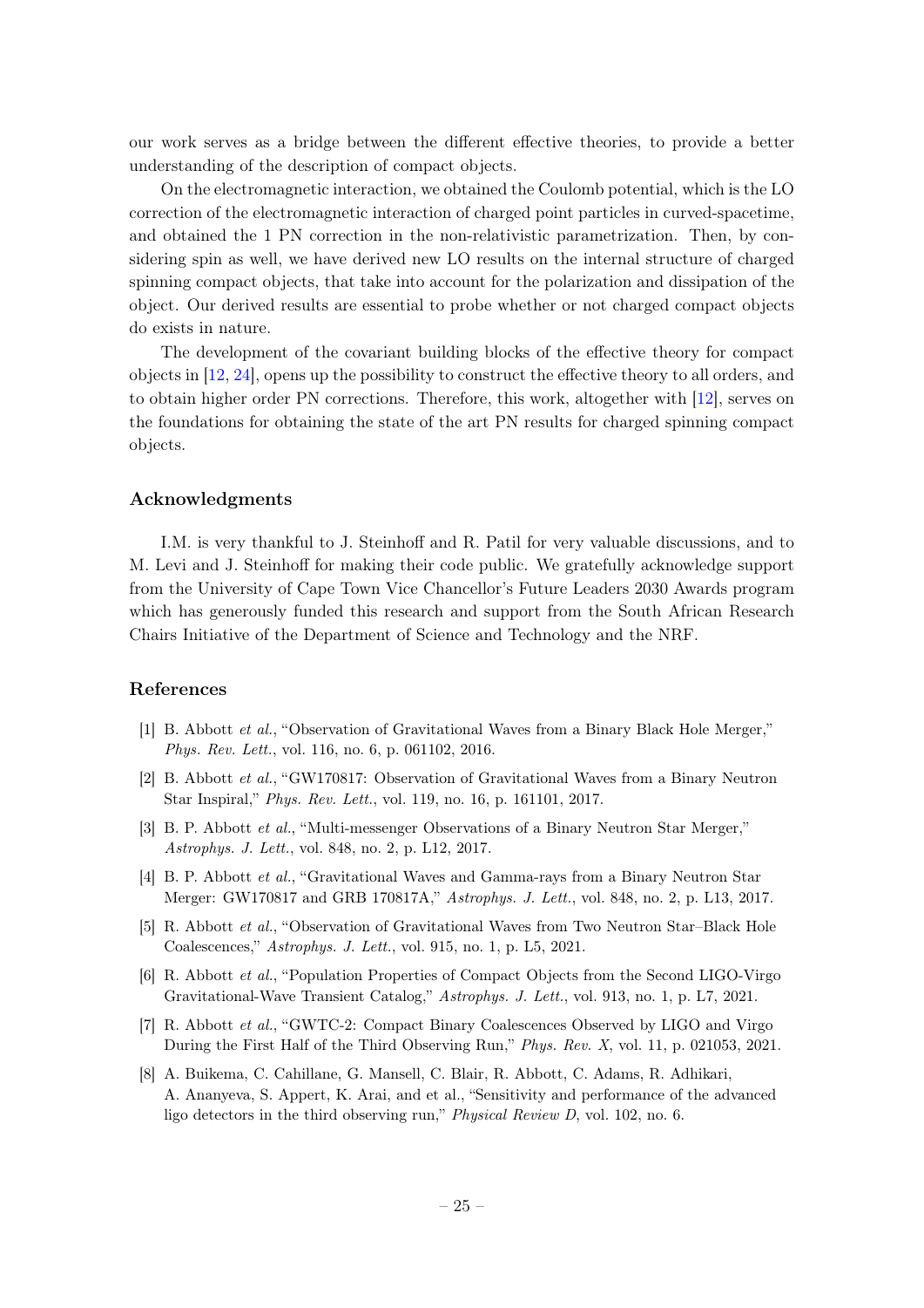our work serves as a bridge between the different effective theories, to provide a better understanding of the description of compact objects.

On the electromagnetic interaction, we obtained the Coulomb potential, which is the LO correction of the electromagnetic interaction of charged point particles in curved-spacetime, and obtained the 1 PN correction in the non-relativistic parametrization. Then, by considering spin as well, we have derived new LO results on the internal structure of charged spinning compact objects, that take into account for the polarization and dissipation of the object. Our derived results are essential to probe whether or not charged compact objects do exists in nature.

The development of the covariant building blocks of the effective theory for compact objects in [12, 24], opens up the possibility to construct the effective theory to all orders, and to obtain higher order PN corrections. Therefore, this work, altogether with [12], serves on the foundations for obtaining the state of the art PN results for charged spinning compact objects.

## Acknowledgments

I.M. is very thankful to J. Steinhoff and R. Patil for very valuable discussions, and to M. Levi and J. Steinhoff for making their code public. We gratefully acknowledge support from the University of Cape Town Vice Chancellor's Future Leaders 2030 Awards program which has generously funded this research and support from the South African Research Chairs Initiative of the Department of Science and Technology and the NRF.

## References

[1] B. Abbott *et al.*, "Observation of Gravitational Waves from a Binary Black Hole Merger," *Phys. Rev. Lett.*, vol. 116, no. 6, p. 061102, 2016.

[2] B. Abbott *et al.*, "GW170817: Observation of Gravitational Waves from a Binary Neutron Star Inspiral," *Phys. Rev. Lett.*, vol. 119, no. 16, p. 161101, 2017.

[3] B. P. Abbott *et al.*, "Multi-messenger Observations of a Binary Neutron Star Merger," *Astrophys. J. Lett.*, vol. 848, no. 2, p. L12, 2017.

[4] B. P. Abbott *et al.*, "Gravitational Waves and Gamma-rays from a Binary Neutron Star Merger: GW170817 and GRB 170817A," *Astrophys. J. Lett.*, vol. 848, no. 2, p. L13, 2017.

[5] R. Abbott *et al.*, "Observation of Gravitational Waves from Two Neutron Star–Black Hole Coalescences," *Astrophys. J. Lett.*, vol. 915, no. 1, p. L5, 2021.

[6] R. Abbott *et al.*, "Population Properties of Compact Objects from the Second LIGO-Virgo Gravitational-Wave Transient Catalog," *Astrophys. J. Lett.*, vol. 913, no. 1, p. L7, 2021.

[7] R. Abbott *et al.*, "GWTC-2: Compact Binary Coalescences Observed by LIGO and Virgo During the First Half of the Third Observing Run," *Phys. Rev. X*, vol. 11, p. 021053, 2021.

[8] A. Buikema, C. Cahillane, G. Mansell, C. Blair, R. Abbott, C. Adams, R. Adhikari, A. Ananyeva, S. Appert, K. Arai, and et al., "Sensitivity and performance of the advanced ligo detectors in the third observing run," *Physical Review D*, vol. 102, no. 6.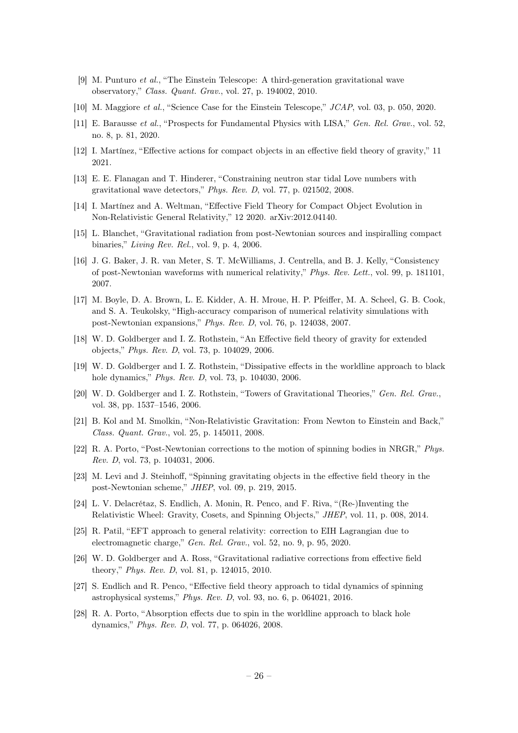[9] M. Punturo *et al.*, “The Einstein Telescope: A third-generation gravitational wave observatory,” *Class. Quant. Grav.*, vol. 27, p. 194002, 2010.

[10] M. Maggiore *et al.*, “Science Case for the Einstein Telescope,” *JCAP*, vol. 03, p. 050, 2020.

[11] E. Barausse *et al.*, “Prospects for Fundamental Physics with LISA,” *Gen. Rel. Grav.*, vol. 52, no. 8, p. 81, 2020.

[12] I. Martínez, “Effective actions for compact objects in an effective field theory of gravity,” 11 2021.

[13] E. E. Flanagan and T. Hinderer, “Constraining neutron star tidal Love numbers with gravitational wave detectors,” *Phys. Rev. D*, vol. 77, p. 021502, 2008.

[14] I. Martínez and A. Weltman, “Effective Field Theory for Compact Object Evolution in Non-Relativistic General Relativity,” 12 2020. arXiv:2012.04140.

[15] L. Blanchet, “Gravitational radiation from post-Newtonian sources and inspiralling compact binaries,” *Living Rev. Rel.*, vol. 9, p. 4, 2006.

[16] J. G. Baker, J. R. van Meter, S. T. McWilliams, J. Centrella, and B. J. Kelly, “Consistency of post-Newtonian waveforms with numerical relativity,” *Phys. Rev. Lett.*, vol. 99, p. 181101, 2007.

[17] M. Boyle, D. A. Brown, L. E. Kidder, A. H. Mroue, H. P. Pfeiffer, M. A. Scheel, G. B. Cook, and S. A. Teukolsky, “High-accuracy comparison of numerical relativity simulations with post-Newtonian expansions,” *Phys. Rev. D*, vol. 76, p. 124038, 2007.

[18] W. D. Goldberger and I. Z. Rothstein, “An Effective field theory of gravity for extended objects,” *Phys. Rev. D*, vol. 73, p. 104029, 2006.

[19] W. D. Goldberger and I. Z. Rothstein, “Dissipative effects in the worldline approach to black hole dynamics,” *Phys. Rev. D*, vol. 73, p. 104030, 2006.

[20] W. D. Goldberger and I. Z. Rothstein, “Towers of Gravitational Theories,” *Gen. Rel. Grav.*, vol. 38, pp. 1537–1546, 2006.

[21] B. Kol and M. Smolkin, “Non-Relativistic Gravitation: From Newton to Einstein and Back,” *Class. Quant. Grav.*, vol. 25, p. 145011, 2008.

[22] R. A. Porto, “Post-Newtonian corrections to the motion of spinning bodies in NRGR,” *Phys. Rev. D*, vol. 73, p. 104031, 2006.

[23] M. Levi and J. Steinhoff, “Spinning gravitating objects in the effective field theory in the post-Newtonian scheme,” *JHEP*, vol. 09, p. 219, 2015.

[24] L. V. Delacrétaz, S. Endlich, A. Monin, R. Penco, and F. Riva, “(Re-)Inventing the Relativistic Wheel: Gravity, Cosets, and Spinning Objects,” *JHEP*, vol. 11, p. 008, 2014.

[25] R. Patil, “EFT approach to general relativity: correction to EIH Lagrangian due to electromagnetic charge,” *Gen. Rel. Grav.*, vol. 52, no. 9, p. 95, 2020.

[26] W. D. Goldberger and A. Ross, “Gravitational radiative corrections from effective field theory,” *Phys. Rev. D*, vol. 81, p. 124015, 2010.

[27] S. Endlich and R. Penco, “Effective field theory approach to tidal dynamics of spinning astrophysical systems,” *Phys. Rev. D*, vol. 93, no. 6, p. 064021, 2016.

[28] R. A. Porto, “Absorption effects due to spin in the worldline approach to black hole dynamics,” *Phys. Rev. D*, vol. 77, p. 064026, 2008.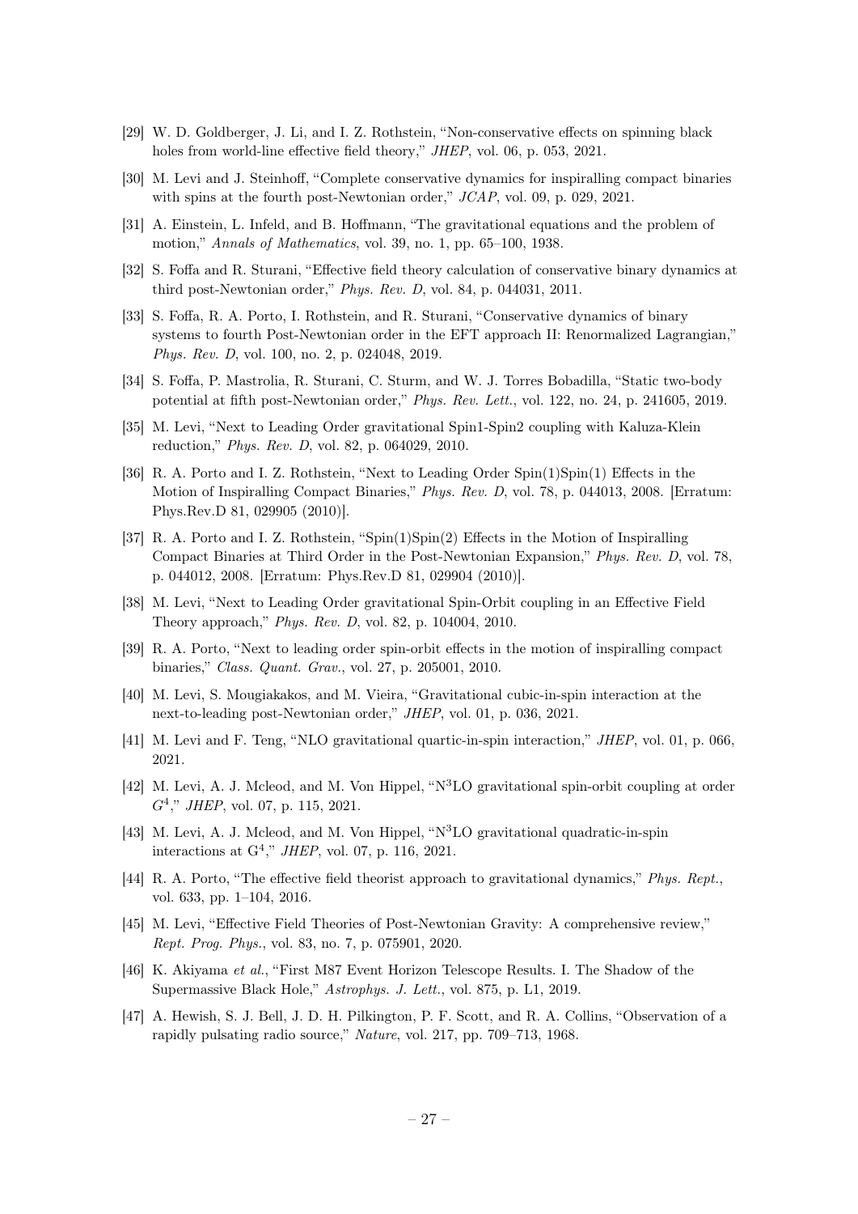[29] W. D. Goldberger, J. Li, and I. Z. Rothstein, "Non-conservative effects on spinning black holes from world-line effective field theory," *JHEP*, vol. 06, p. 053, 2021.

[30] M. Levi and J. Steinhoff, "Complete conservative dynamics for inspiralling compact binaries with spins at the fourth post-Newtonian order," *JCAP*, vol. 09, p. 029, 2021.

[31] A. Einstein, L. Infeld, and B. Hoffmann, "The gravitational equations and the problem of motion," *Annals of Mathematics*, vol. 39, no. 1, pp. 65–100, 1938.

[32] S. Foffa and R. Sturani, "Effective field theory calculation of conservative binary dynamics at third post-Newtonian order," *Phys. Rev. D*, vol. 84, p. 044031, 2011.

[33] S. Foffa, R. A. Porto, I. Rothstein, and R. Sturani, "Conservative dynamics of binary systems to fourth Post-Newtonian order in the EFT approach II: Renormalized Lagrangian," *Phys. Rev. D*, vol. 100, no. 2, p. 024048, 2019.

[34] S. Foffa, P. Mastrolia, R. Sturani, C. Sturm, and W. J. Torres Bobadilla, "Static two-body potential at fifth post-Newtonian order," *Phys. Rev. Lett.*, vol. 122, no. 24, p. 241605, 2019.

[35] M. Levi, "Next to Leading Order gravitational Spin1-Spin2 coupling with Kaluza-Klein reduction," *Phys. Rev. D*, vol. 82, p. 064029, 2010.

[36] R. A. Porto and I. Z. Rothstein, "Next to Leading Order Spin(1)Spin(1) Effects in the Motion of Inspiralling Compact Binaries," *Phys. Rev. D*, vol. 78, p. 044013, 2008. [Erratum: Phys.Rev.D 81, 029905 (2010)].

[37] R. A. Porto and I. Z. Rothstein, "Spin(1)Spin(2) Effects in the Motion of Inspiralling Compact Binaries at Third Order in the Post-Newtonian Expansion," *Phys. Rev. D*, vol. 78, p. 044012, 2008. [Erratum: Phys.Rev.D 81, 029904 (2010)].

[38] M. Levi, "Next to Leading Order gravitational Spin-Orbit coupling in an Effective Field Theory approach," *Phys. Rev. D*, vol. 82, p. 104004, 2010.

[39] R. A. Porto, "Next to leading order spin-orbit effects in the motion of inspiralling compact binaries," *Class. Quant. Grav.*, vol. 27, p. 205001, 2010.

[40] M. Levi, S. Mougiakakos, and M. Vieira, "Gravitational cubic-in-spin interaction at the next-to-leading post-Newtonian order," *JHEP*, vol. 01, p. 036, 2021.

[41] M. Levi and F. Teng, "NLO gravitational quartic-in-spin interaction," *JHEP*, vol. 01, p. 066, 2021.

[42] M. Levi, A. J. Mcleod, and M. Von Hippel, "N$^3$LO gravitational spin-orbit coupling at order $G^4$," *JHEP*, vol. 07, p. 115, 2021.

[43] M. Levi, A. J. Mcleod, and M. Von Hippel, "N$^3$LO gravitational quadratic-in-spin interactions at G$^4$," *JHEP*, vol. 07, p. 116, 2021.

[44] R. A. Porto, "The effective field theorist approach to gravitational dynamics," *Phys. Rept.*, vol. 633, pp. 1–104, 2016.

[45] M. Levi, "Effective Field Theories of Post-Newtonian Gravity: A comprehensive review," *Rept. Prog. Phys.*, vol. 83, no. 7, p. 075901, 2020.

[46] K. Akiyama *et al.*, "First M87 Event Horizon Telescope Results. I. The Shadow of the Supermassive Black Hole," *Astrophys. J. Lett.*, vol. 875, p. L1, 2019.

[47] A. Hewish, S. J. Bell, J. D. H. Pilkington, P. F. Scott, and R. A. Collins, "Observation of a rapidly pulsating radio source," *Nature*, vol. 217, pp. 709–713, 1968.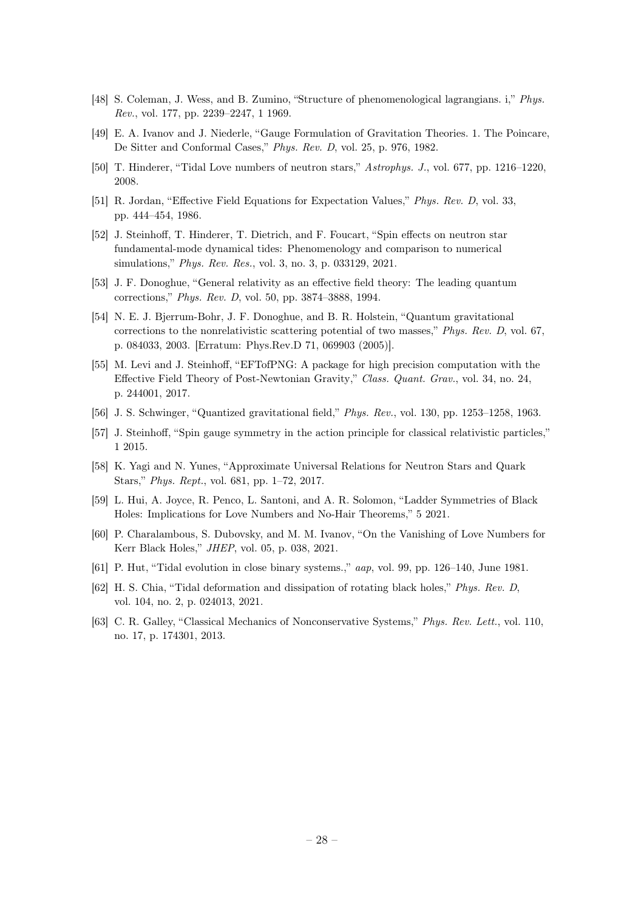[48] S. Coleman, J. Wess, and B. Zumino, "Structure of phenomenological lagrangians. i," *Phys. Rev.*, vol. 177, pp. 2239–2247, 1 1969.

[49] E. A. Ivanov and J. Niederle, "Gauge Formulation of Gravitation Theories. 1. The Poincare, De Sitter and Conformal Cases," *Phys. Rev. D*, vol. 25, p. 976, 1982.

[50] T. Hinderer, "Tidal Love numbers of neutron stars," *Astrophys. J.*, vol. 677, pp. 1216–1220, 2008.

[51] R. Jordan, "Effective Field Equations for Expectation Values," *Phys. Rev. D*, vol. 33, pp. 444–454, 1986.

[52] J. Steinhoff, T. Hinderer, T. Dietrich, and F. Foucart, "Spin effects on neutron star fundamental-mode dynamical tides: Phenomenology and comparison to numerical simulations," *Phys. Rev. Res.*, vol. 3, no. 3, p. 033129, 2021.

[53] J. F. Donoghue, "General relativity as an effective field theory: The leading quantum corrections," *Phys. Rev. D*, vol. 50, pp. 3874–3888, 1994.

[54] N. E. J. Bjerrum-Bohr, J. F. Donoghue, and B. R. Holstein, "Quantum gravitational corrections to the nonrelativistic scattering potential of two masses," *Phys. Rev. D*, vol. 67, p. 084033, 2003. [Erratum: Phys.Rev.D 71, 069903 (2005)].

[55] M. Levi and J. Steinhoff, "EFTofPNG: A package for high precision computation with the Effective Field Theory of Post-Newtonian Gravity," *Class. Quant. Grav.*, vol. 34, no. 24, p. 244001, 2017.

[56] J. S. Schwinger, "Quantized gravitational field," *Phys. Rev.*, vol. 130, pp. 1253–1258, 1963.

[57] J. Steinhoff, "Spin gauge symmetry in the action principle for classical relativistic particles," 1 2015.

[58] K. Yagi and N. Yunes, "Approximate Universal Relations for Neutron Stars and Quark Stars," *Phys. Rept.*, vol. 681, pp. 1–72, 2017.

[59] L. Hui, A. Joyce, R. Penco, L. Santoni, and A. R. Solomon, "Ladder Symmetries of Black Holes: Implications for Love Numbers and No-Hair Theorems," 5 2021.

[60] P. Charalambous, S. Dubovsky, and M. M. Ivanov, "On the Vanishing of Love Numbers for Kerr Black Holes," *JHEP*, vol. 05, p. 038, 2021.

[61] P. Hut, "Tidal evolution in close binary systems.," *aap*, vol. 99, pp. 126–140, June 1981.

[62] H. S. Chia, "Tidal deformation and dissipation of rotating black holes," *Phys. Rev. D*, vol. 104, no. 2, p. 024013, 2021.

[63] C. R. Galley, "Classical Mechanics of Nonconservative Systems," *Phys. Rev. Lett.*, vol. 110, no. 17, p. 174301, 2013.